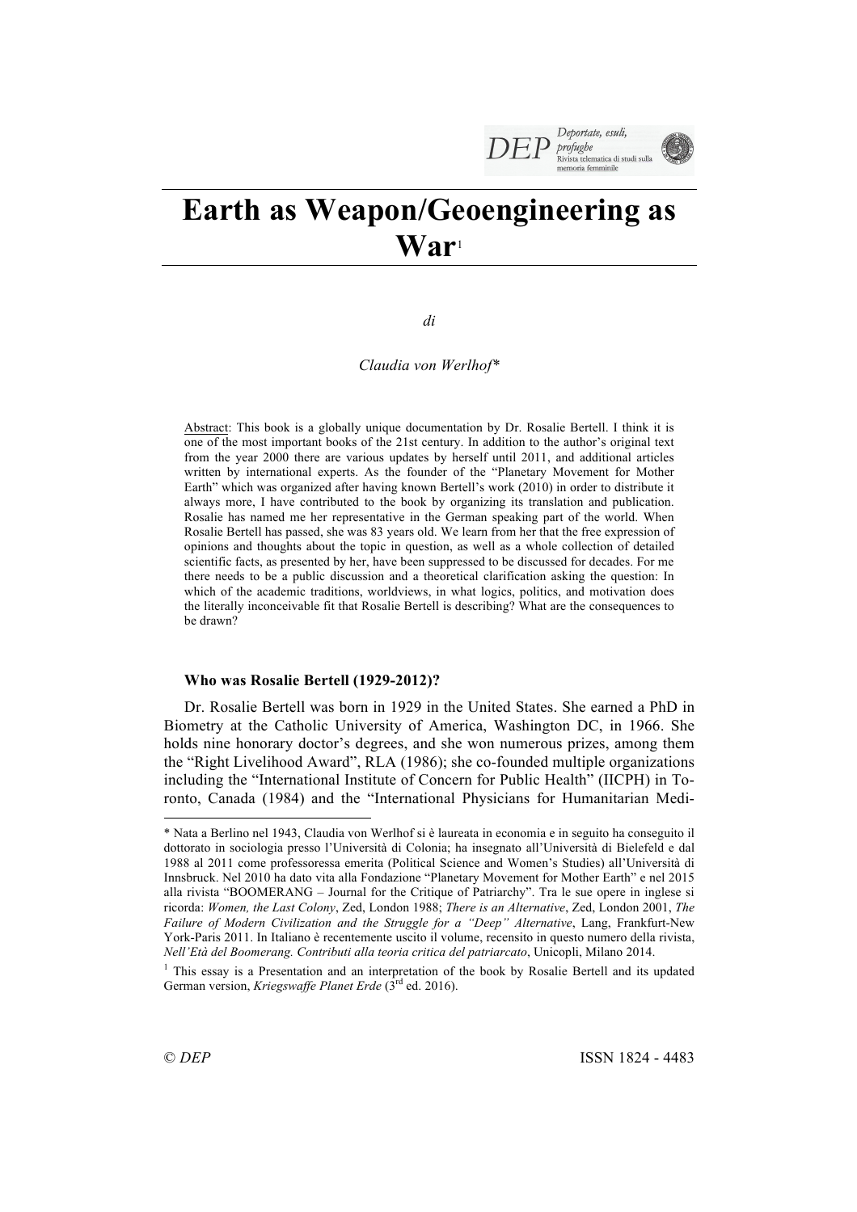# Earth as Weapon/Geoengineering as War[1]

*di*

*Claudia von Werlhof\**

Abstract: This book is a globally unique documentation by Dr. Rosalie Bertell. I think it is one of the most important books of the 21st century. In addition to the author's original text from the year 2000 there are various updates by herself until 2011, and additional articles written by international experts. As the founder of the "Planetary Movement for Mother Earth" which was organized after having known Bertell's work (2010) in order to distribute it always more, I have contributed to the book by organizing its translation and publication. Rosalie has named me her representative in the German speaking part of the world. When Rosalie Bertell has passed, she was 83 years old. We learn from her that the free expression of opinions and thoughts about the topic in question, as well as a whole collection of detailed scientific facts, as presented by her, have been suppressed to be discussed for decades. For me there needs to be a public discussion and a theoretical clarification asking the question: In which of the academic traditions, worldviews, in what logics, politics, and motivation does the literally inconceivable fit that Rosalie Bertell is describing? What are the consequences to be drawn?

### Who was Rosalie Bertell (1929-2012)?

Dr. Rosalie Bertell was born in 1929 in the United States. She earned a PhD in Biometry at the Catholic University of America, Washington DC, in 1966. She holds nine honorary doctor's degrees, and she won numerous prizes, among them the "Right Livelihood Award", RLA (1986); she co-founded multiple organizations including the "International Institute of Concern for Public Health" (IICPH) in Toronto, Canada (1984) and the "International Physicians for Humanitarian Medi-

---

\* Nata a Berlino nel 1943, Claudia von Werlhof si è laureata in economia e in seguito ha conseguito il dottorato in sociologia presso l'Università di Colonia; ha insegnato all'Università di Bielefeld e dal 1988 al 2011 come professoressa emerita (Political Science and Women's Studies) all'Università di Innsbruck. Nel 2010 ha dato vita alla Fondazione "Planetary Movement for Mother Earth" e nel 2015 alla rivista "BOOMERANG – Journal for the Critique of Patriarchy". Tra le sue opere in inglese si ricorda: *Women, the Last Colony*, Zed, London 1988; *There is an Alternative*, Zed, London 2001, *The Failure of Modern Civilization and the Struggle for a "Deep" Alternative*, Lang, Frankfurt-New York-Paris 2011. In Italiano è recentemente uscito il volume, recensito in questo numero della rivista, *Nell'Età del Boomerang. Contributi alla teoria critica del patriarcato*, Unicopli, Milano 2014.

[1] This essay is a Presentation and an interpretation of the book by Rosalie Bertell and its updated German version, *Kriegswaffe Planet Erde* (3rd ed. 2016).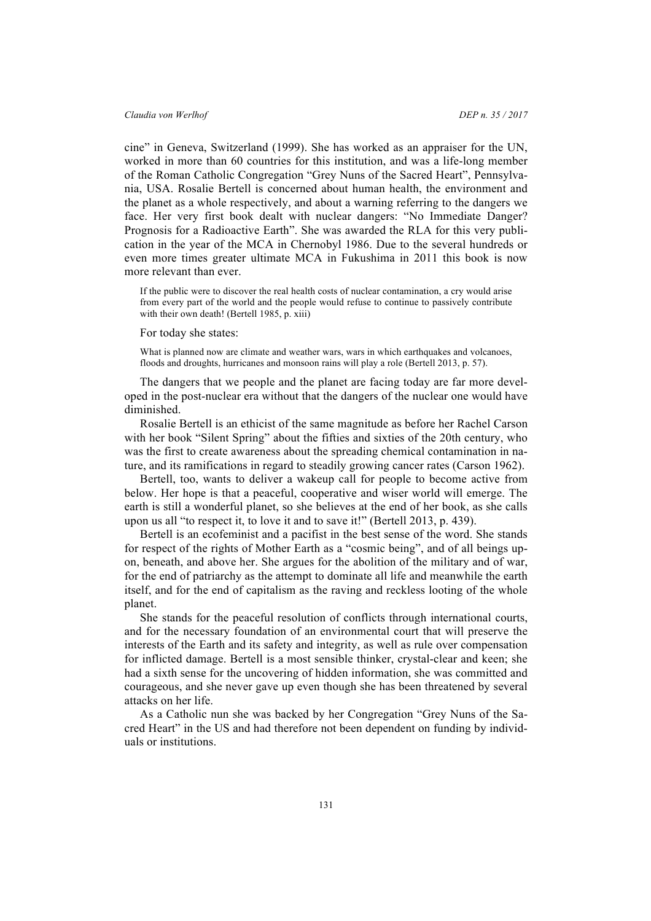cine" in Geneva, Switzerland (1999). She has worked as an appraiser for the UN, worked in more than 60 countries for this institution, and was a life-long member of the Roman Catholic Congregation "Grey Nuns of the Sacred Heart", Pennsylvania, USA. Rosalie Bertell is concerned about human health, the environment and the planet as a whole respectively, and about a warning referring to the dangers we face. Her very first book dealt with nuclear dangers: "No Immediate Danger? Prognosis for a Radioactive Earth". She was awarded the RLA for this very publication in the year of the MCA in Chernobyl 1986. Due to the several hundreds or even more times greater ultimate MCA in Fukushima in 2011 this book is now more relevant than ever.

> If the public were to discover the real health costs of nuclear contamination, a cry would arise from every part of the world and the people would refuse to continue to passively contribute with their own death! (Bertell 1985, p. xiii)

For today she states:

> What is planned now are climate and weather wars, wars in which earthquakes and volcanoes, floods and droughts, hurricanes and monsoon rains will play a role (Bertell 2013, p. 57).

The dangers that we people and the planet are facing today are far more developed in the post-nuclear era without that the dangers of the nuclear one would have diminished.

Rosalie Bertell is an ethicist of the same magnitude as before her Rachel Carson with her book "Silent Spring" about the fifties and sixties of the 20th century, who was the first to create awareness about the spreading chemical contamination in nature, and its ramifications in regard to steadily growing cancer rates (Carson 1962).

Bertell, too, wants to deliver a wakeup call for people to become active from below. Her hope is that a peaceful, cooperative and wiser world will emerge. The earth is still a wonderful planet, so she believes at the end of her book, as she calls upon us all "to respect it, to love it and to save it!" (Bertell 2013, p. 439).

Bertell is an ecofeminist and a pacifist in the best sense of the word. She stands for respect of the rights of Mother Earth as a "cosmic being", and of all beings upon, beneath, and above her. She argues for the abolition of the military and of war, for the end of patriarchy as the attempt to dominate all life and meanwhile the earth itself, and for the end of capitalism as the raving and reckless looting of the whole planet.

She stands for the peaceful resolution of conflicts through international courts, and for the necessary foundation of an environmental court that will preserve the interests of the Earth and its safety and integrity, as well as rule over compensation for inflicted damage. Bertell is a most sensible thinker, crystal-clear and keen; she had a sixth sense for the uncovering of hidden information, she was committed and courageous, and she never gave up even though she has been threatened by several attacks on her life.

As a Catholic nun she was backed by her Congregation "Grey Nuns of the Sacred Heart" in the US and had therefore not been dependent on funding by individuals or institutions.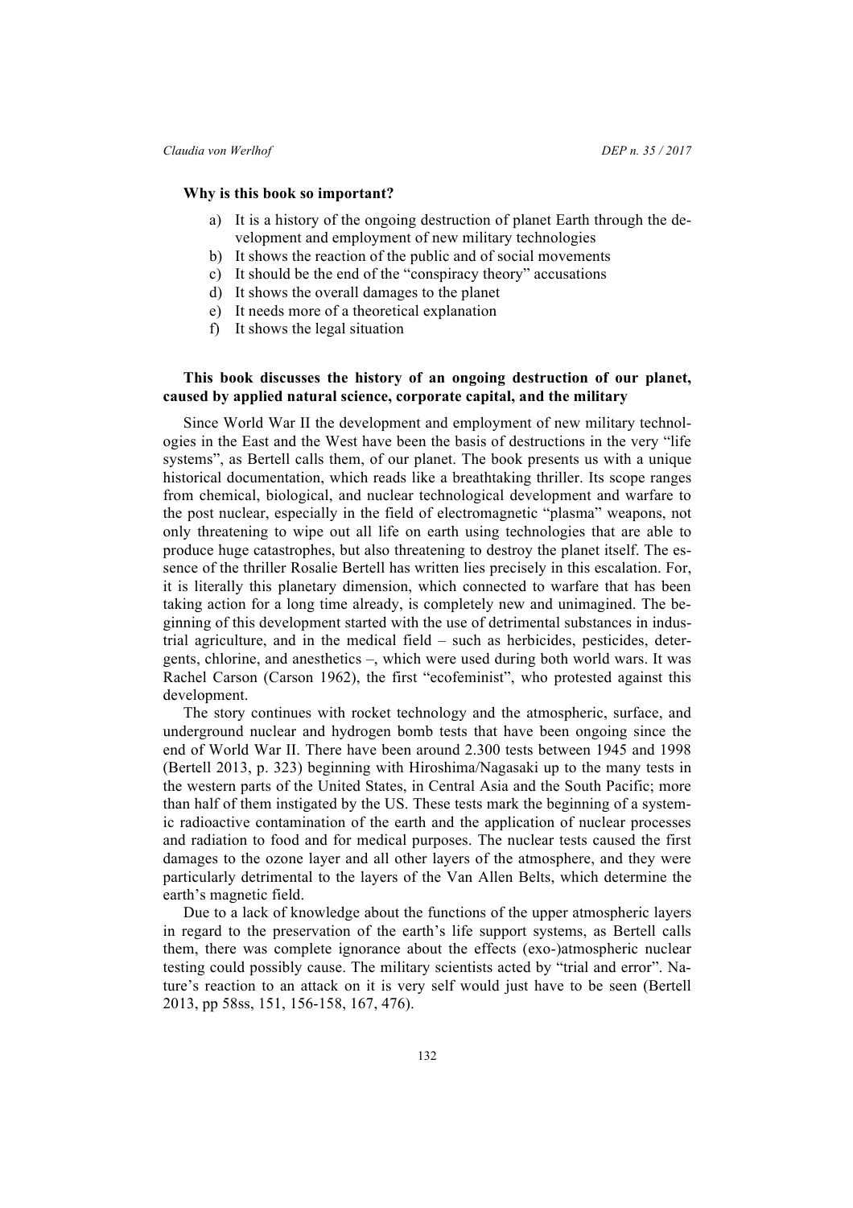**Why is this book so important?**

a) It is a history of the ongoing destruction of planet Earth through the development and employment of new military technologies
b) It shows the reaction of the public and of social movements
c) It should be the end of the "conspiracy theory" accusations
d) It shows the overall damages to the planet
e) It needs more of a theoretical explanation
f) It shows the legal situation

**This book discusses the history of an ongoing destruction of our planet, caused by applied natural science, corporate capital, and the military**

Since World War II the development and employment of new military technologies in the East and the West have been the basis of destructions in the very "life systems", as Bertell calls them, of our planet. The book presents us with a unique historical documentation, which reads like a breathtaking thriller. Its scope ranges from chemical, biological, and nuclear technological development and warfare to the post nuclear, especially in the field of electromagnetic "plasma" weapons, not only threatening to wipe out all life on earth using technologies that are able to produce huge catastrophes, but also threatening to destroy the planet itself. The essence of the thriller Rosalie Bertell has written lies precisely in this escalation. For, it is literally this planetary dimension, which connected to warfare that has been taking action for a long time already, is completely new and unimagined. The beginning of this development started with the use of detrimental substances in industrial agriculture, and in the medical field – such as herbicides, pesticides, detergents, chlorine, and anesthetics –, which were used during both world wars. It was Rachel Carson (Carson 1962), the first "ecofeminist", who protested against this development.

The story continues with rocket technology and the atmospheric, surface, and underground nuclear and hydrogen bomb tests that have been ongoing since the end of World War II. There have been around 2.300 tests between 1945 and 1998 (Bertell 2013, p. 323) beginning with Hiroshima/Nagasaki up to the many tests in the western parts of the United States, in Central Asia and the South Pacific; more than half of them instigated by the US. These tests mark the beginning of a systemic radioactive contamination of the earth and the application of nuclear processes and radiation to food and for medical purposes. The nuclear tests caused the first damages to the ozone layer and all other layers of the atmosphere, and they were particularly detrimental to the layers of the Van Allen Belts, which determine the earth's magnetic field.

Due to a lack of knowledge about the functions of the upper atmospheric layers in regard to the preservation of the earth's life support systems, as Bertell calls them, there was complete ignorance about the effects (exo-)atmospheric nuclear testing could possibly cause. The military scientists acted by "trial and error". Nature's reaction to an attack on it is very self would just have to be seen (Bertell 2013, pp 58ss, 151, 156-158, 167, 476).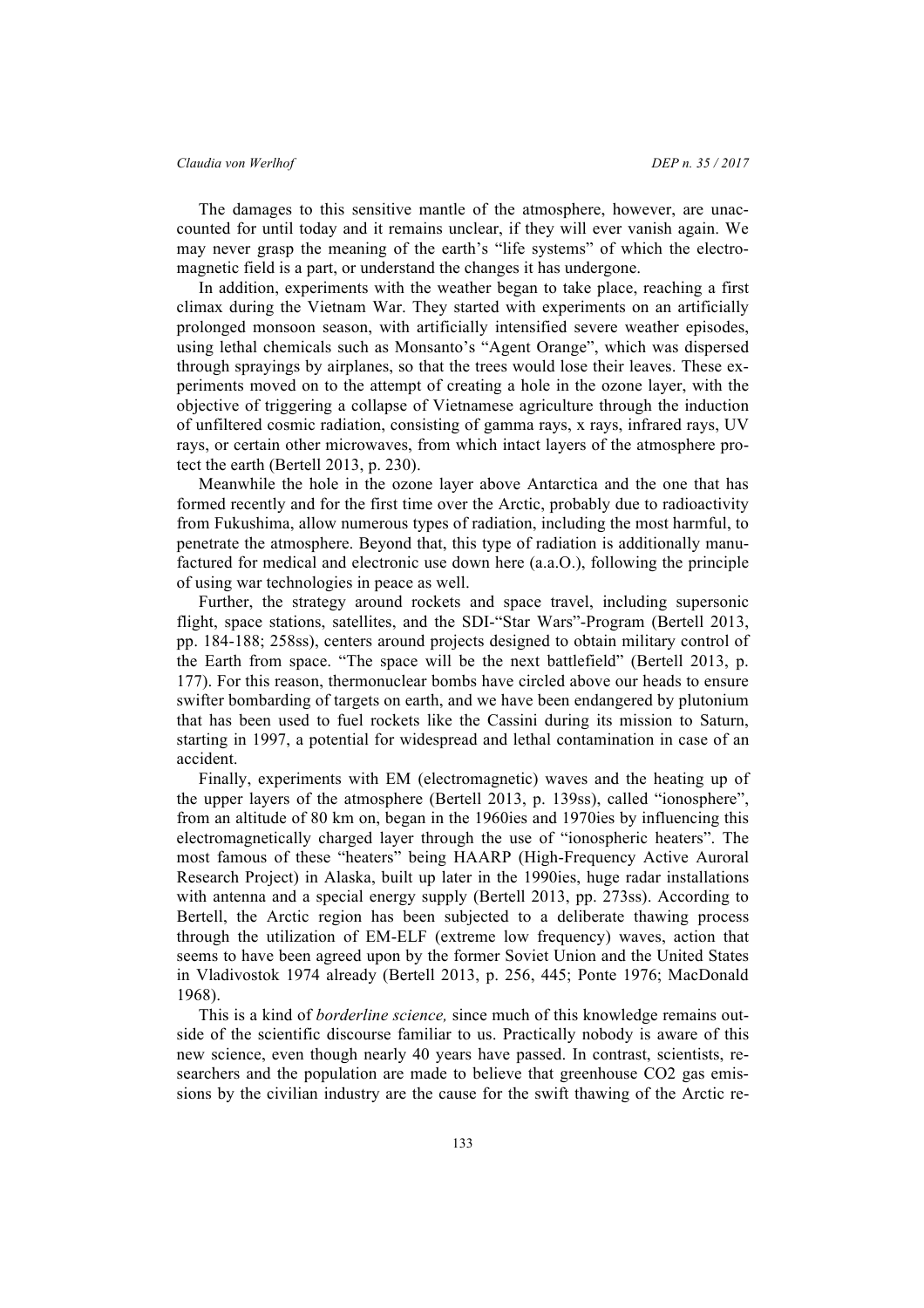The damages to this sensitive mantle of the atmosphere, however, are unaccounted for until today and it remains unclear, if they will ever vanish again. We may never grasp the meaning of the earth's "life systems" of which the electromagnetic field is a part, or understand the changes it has undergone.

In addition, experiments with the weather began to take place, reaching a first climax during the Vietnam War. They started with experiments on an artificially prolonged monsoon season, with artificially intensified severe weather episodes, using lethal chemicals such as Monsanto's "Agent Orange", which was dispersed through sprayings by airplanes, so that the trees would lose their leaves. These experiments moved on to the attempt of creating a hole in the ozone layer, with the objective of triggering a collapse of Vietnamese agriculture through the induction of unfiltered cosmic radiation, consisting of gamma rays, x rays, infrared rays, UV rays, or certain other microwaves, from which intact layers of the atmosphere protect the earth (Bertell 2013, p. 230).

Meanwhile the hole in the ozone layer above Antarctica and the one that has formed recently and for the first time over the Arctic, probably due to radioactivity from Fukushima, allow numerous types of radiation, including the most harmful, to penetrate the atmosphere. Beyond that, this type of radiation is additionally manufactured for medical and electronic use down here (a.a.O.), following the principle of using war technologies in peace as well.

Further, the strategy around rockets and space travel, including supersonic flight, space stations, satellites, and the SDI-"Star Wars"-Program (Bertell 2013, pp. 184-188; 258ss), centers around projects designed to obtain military control of the Earth from space. "The space will be the next battlefield" (Bertell 2013, p. 177). For this reason, thermonuclear bombs have circled above our heads to ensure swifter bombarding of targets on earth, and we have been endangered by plutonium that has been used to fuel rockets like the Cassini during its mission to Saturn, starting in 1997, a potential for widespread and lethal contamination in case of an accident.

Finally, experiments with EM (electromagnetic) waves and the heating up of the upper layers of the atmosphere (Bertell 2013, p. 139ss), called "ionosphere", from an altitude of 80 km on, began in the 1960ies and 1970ies by influencing this electromagnetically charged layer through the use of "ionospheric heaters". The most famous of these "heaters" being HAARP (High-Frequency Active Auroral Research Project) in Alaska, built up later in the 1990ies, huge radar installations with antenna and a special energy supply (Bertell 2013, pp. 273ss). According to Bertell, the Arctic region has been subjected to a deliberate thawing process through the utilization of EM-ELF (extreme low frequency) waves, action that seems to have been agreed upon by the former Soviet Union and the United States in Vladivostok 1974 already (Bertell 2013, p. 256, 445; Ponte 1976; MacDonald 1968).

This is a kind of *borderline science,* since much of this knowledge remains outside of the scientific discourse familiar to us. Practically nobody is aware of this new science, even though nearly 40 years have passed. In contrast, scientists, researchers and the population are made to believe that greenhouse $CO_2$ gas emissions by the civilian industry are the cause for the swift thawing of the Arctic re-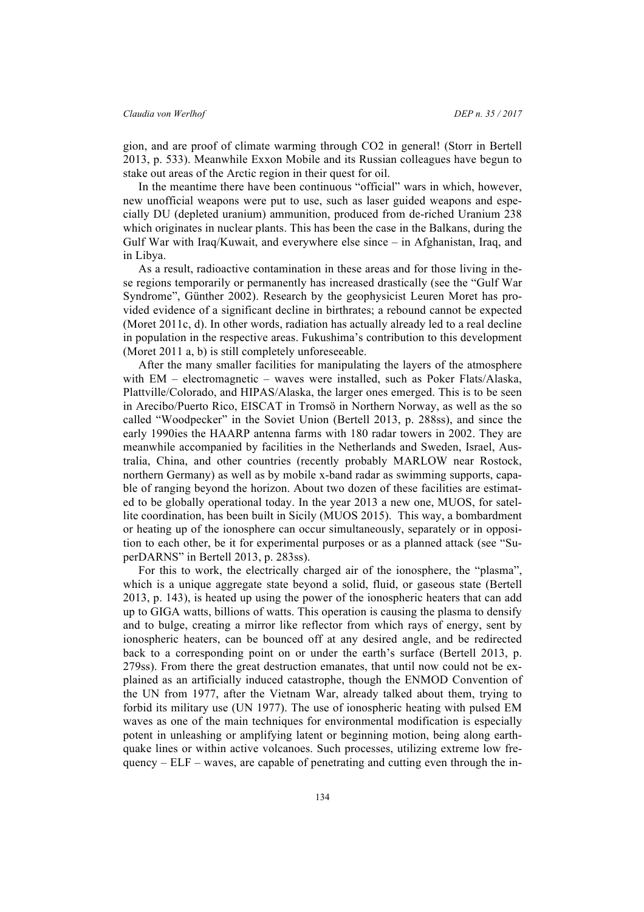gion, and are proof of climate warming through $CO_2$ in general! (Storr in Bertell 2013, p. 533). Meanwhile Exxon Mobile and its Russian colleagues have begun to stake out areas of the Arctic region in their quest for oil.

In the meantime there have been continuous "official" wars in which, however, new unofficial weapons were put to use, such as laser guided weapons and especially DU (depleted uranium) ammunition, produced from de-riched Uranium 238 which originates in nuclear plants. This has been the case in the Balkans, during the Gulf War with Iraq/Kuwait, and everywhere else since – in Afghanistan, Iraq, and in Libya.

As a result, radioactive contamination in these areas and for those living in these regions temporarily or permanently has increased drastically (see the "Gulf War Syndrome", Günther 2002). Research by the geophysicist Leuren Moret has provided evidence of a significant decline in birthrates; a rebound cannot be expected (Moret 2011c, d). In other words, radiation has actually already led to a real decline in population in the respective areas. Fukushima's contribution to this development (Moret 2011 a, b) is still completely unforeseeable.

After the many smaller facilities for manipulating the layers of the atmosphere with EM – electromagnetic – waves were installed, such as Poker Flats/Alaska, Plattville/Colorado, and HIPAS/Alaska, the larger ones emerged. This is to be seen in Arecibo/Puerto Rico, EISCAT in Tromsö in Northern Norway, as well as the so called "Woodpecker" in the Soviet Union (Bertell 2013, p. 288ss), and since the early 1990ies the HAARP antenna farms with 180 radar towers in 2002. They are meanwhile accompanied by facilities in the Netherlands and Sweden, Israel, Australia, China, and other countries (recently probably MARLOW near Rostock, northern Germany) as well as by mobile x-band radar as swimming supports, capable of ranging beyond the horizon. About two dozen of these facilities are estimated to be globally operational today. In the year 2013 a new one, MUOS, for satellite coordination, has been built in Sicily (MUOS 2015). This way, a bombardment or heating up of the ionosphere can occur simultaneously, separately or in opposition to each other, be it for experimental purposes or as a planned attack (see "SuperDARNS" in Bertell 2013, p. 283ss).

For this to work, the electrically charged air of the ionosphere, the "plasma", which is a unique aggregate state beyond a solid, fluid, or gaseous state (Bertell 2013, p. 143), is heated up using the power of the ionospheric heaters that can add up to GIGA watts, billions of watts. This operation is causing the plasma to densify and to bulge, creating a mirror like reflector from which rays of energy, sent by ionospheric heaters, can be bounced off at any desired angle, and be redirected back to a corresponding point on or under the earth's surface (Bertell 2013, p. 279ss). From there the great destruction emanates, that until now could not be explained as an artificially induced catastrophe, though the ENMOD Convention of the UN from 1977, after the Vietnam War, already talked about them, trying to forbid its military use (UN 1977). The use of ionospheric heating with pulsed EM waves as one of the main techniques for environmental modification is especially potent in unleashing or amplifying latent or beginning motion, being along earthquake lines or within active volcanoes. Such processes, utilizing extreme low frequency – ELF – waves, are capable of penetrating and cutting even through the in-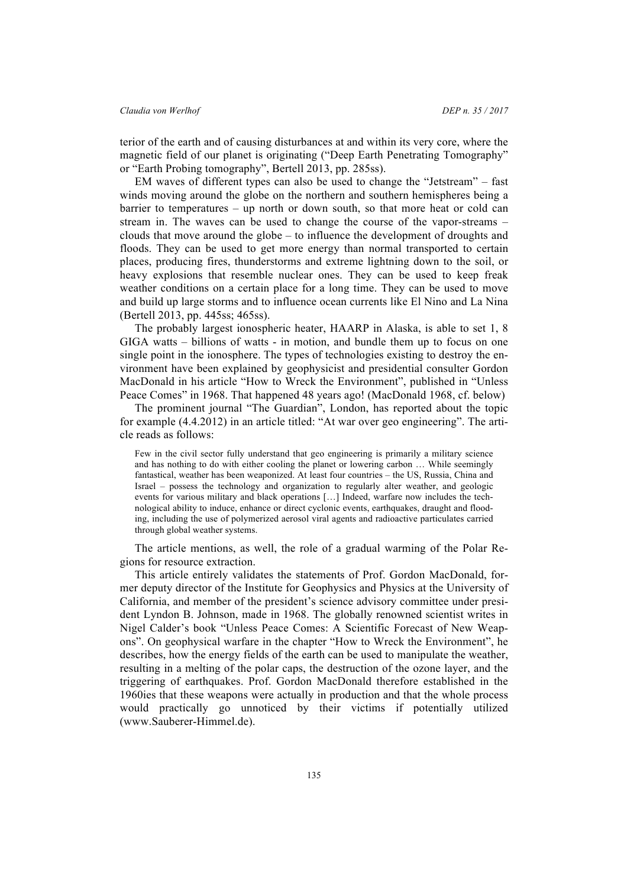terior of the earth and of causing disturbances at and within its very core, where the magnetic field of our planet is originating ("Deep Earth Penetrating Tomography" or "Earth Probing tomography", Bertell 2013, pp. 285ss).

EM waves of different types can also be used to change the "Jetstream" – fast winds moving around the globe on the northern and southern hemispheres being a barrier to temperatures – up north or down south, so that more heat or cold can stream in. The waves can be used to change the course of the vapor-streams – clouds that move around the globe – to influence the development of droughts and floods. They can be used to get more energy than normal transported to certain places, producing fires, thunderstorms and extreme lightning down to the soil, or heavy explosions that resemble nuclear ones. They can be used to keep freak weather conditions on a certain place for a long time. They can be used to move and build up large storms and to influence ocean currents like El Nino and La Nina (Bertell 2013, pp. 445ss; 465ss).

The probably largest ionospheric heater, HAARP in Alaska, is able to set 1, 8 GIGA watts – billions of watts - in motion, and bundle them up to focus on one single point in the ionosphere. The types of technologies existing to destroy the environment have been explained by geophysicist and presidential consulter Gordon MacDonald in his article "How to Wreck the Environment", published in "Unless Peace Comes" in 1968. That happened 48 years ago! (MacDonald 1968, cf. below)

The prominent journal "The Guardian", London, has reported about the topic for example (4.4.2012) in an article titled: "At war over geo engineering". The article reads as follows:

> Few in the civil sector fully understand that geo engineering is primarily a military science and has nothing to do with either cooling the planet or lowering carbon … While seemingly fantastical, weather has been weaponized. At least four countries – the US, Russia, China and Israel – possess the technology and organization to regularly alter weather, and geologic events for various military and black operations […] Indeed, warfare now includes the technological ability to induce, enhance or direct cyclonic events, earthquakes, draught and flooding, including the use of polymerized aerosol viral agents and radioactive particulates carried through global weather systems.

The article mentions, as well, the role of a gradual warming of the Polar Regions for resource extraction.

This article entirely validates the statements of Prof. Gordon MacDonald, former deputy director of the Institute for Geophysics and Physics at the University of California, and member of the president's science advisory committee under president Lyndon B. Johnson, made in 1968. The globally renowned scientist writes in Nigel Calder's book "Unless Peace Comes: A Scientific Forecast of New Weapons". On geophysical warfare in the chapter "How to Wreck the Environment", he describes, how the energy fields of the earth can be used to manipulate the weather, resulting in a melting of the polar caps, the destruction of the ozone layer, and the triggering of earthquakes. Prof. Gordon MacDonald therefore established in the 1960ies that these weapons were actually in production and that the whole process would practically go unnoticed by their victims if potentially utilized (www.Sauberer-Himmel.de).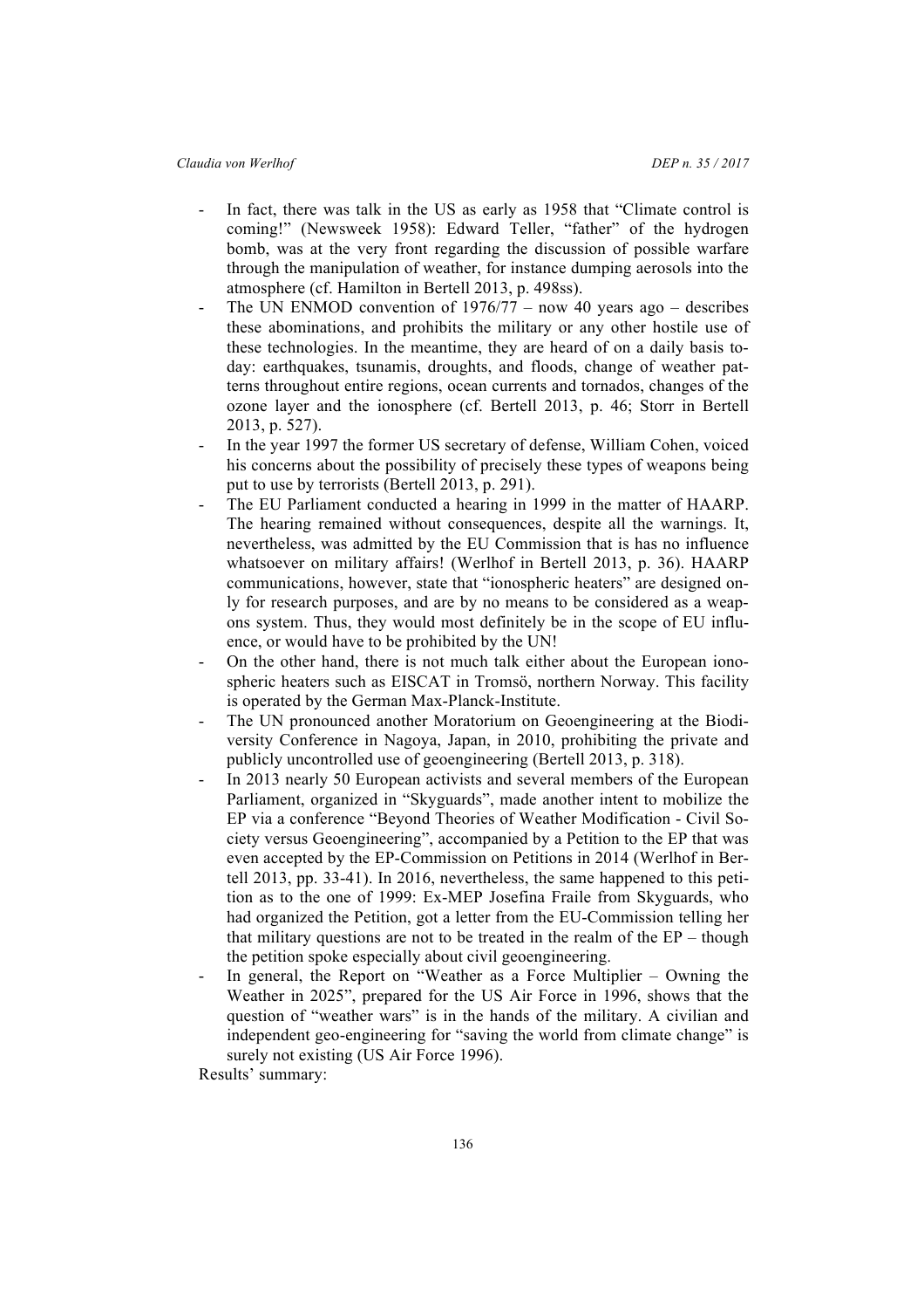- In fact, there was talk in the US as early as 1958 that "Climate control is coming!" (Newsweek 1958): Edward Teller, "father" of the hydrogen bomb, was at the very front regarding the discussion of possible warfare through the manipulation of weather, for instance dumping aerosols into the atmosphere (cf. Hamilton in Bertell 2013, p. 498ss).
- The UN ENMOD convention of 1976/77 – now 40 years ago – describes these abominations, and prohibits the military or any other hostile use of these technologies. In the meantime, they are heard of on a daily basis today: earthquakes, tsunamis, droughts, and floods, change of weather patterns throughout entire regions, ocean currents and tornados, changes of the ozone layer and the ionosphere (cf. Bertell 2013, p. 46; Storr in Bertell 2013, p. 527).
- In the year 1997 the former US secretary of defense, William Cohen, voiced his concerns about the possibility of precisely these types of weapons being put to use by terrorists (Bertell 2013, p. 291).
- The EU Parliament conducted a hearing in 1999 in the matter of HAARP. The hearing remained without consequences, despite all the warnings. It, nevertheless, was admitted by the EU Commission that is has no influence whatsoever on military affairs! (Werlhof in Bertell 2013, p. 36). HAARP communications, however, state that "ionospheric heaters" are designed only for research purposes, and are by no means to be considered as a weapons system. Thus, they would most definitely be in the scope of EU influence, or would have to be prohibited by the UN!
- On the other hand, there is not much talk either about the European ionospheric heaters such as EISCAT in Tromsö, northern Norway. This facility is operated by the German Max-Planck-Institute.
- The UN pronounced another Moratorium on Geoengineering at the Biodiversity Conference in Nagoya, Japan, in 2010, prohibiting the private and publicly uncontrolled use of geoengineering (Bertell 2013, p. 318).
- In 2013 nearly 50 European activists and several members of the European Parliament, organized in "Skyguards", made another intent to mobilize the EP via a conference "Beyond Theories of Weather Modification - Civil Society versus Geoengineering", accompanied by a Petition to the EP that was even accepted by the EP-Commission on Petitions in 2014 (Werlhof in Bertell 2013, pp. 33-41). In 2016, nevertheless, the same happened to this petition as to the one of 1999: Ex-MEP Josefina Fraile from Skyguards, who had organized the Petition, got a letter from the EU-Commission telling her that military questions are not to be treated in the realm of the EP – though the petition spoke especially about civil geoengineering.
- In general, the Report on "Weather as a Force Multiplier – Owning the Weather in 2025", prepared for the US Air Force in 1996, shows that the question of "weather wars" is in the hands of the military. A civilian and independent geo-engineering for "saving the world from climate change" is surely not existing (US Air Force 1996).

Results' summary: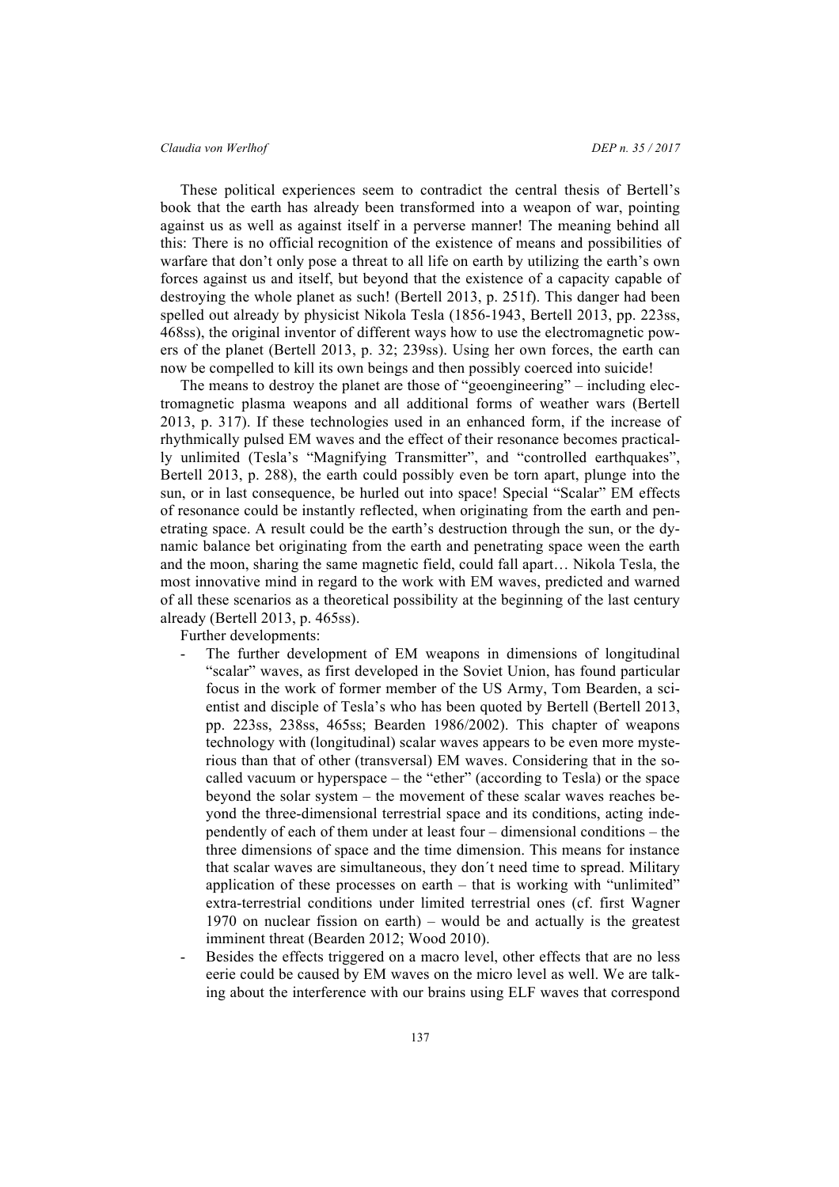These political experiences seem to contradict the central thesis of Bertell's book that the earth has already been transformed into a weapon of war, pointing against us as well as against itself in a perverse manner! The meaning behind all this: There is no official recognition of the existence of means and possibilities of warfare that don't only pose a threat to all life on earth by utilizing the earth's own forces against us and itself, but beyond that the existence of a capacity capable of destroying the whole planet as such! (Bertell 2013, p. 251f). This danger had been spelled out already by physicist Nikola Tesla (1856-1943, Bertell 2013, pp. 223ss, 468ss), the original inventor of different ways how to use the electromagnetic powers of the planet (Bertell 2013, p. 32; 239ss). Using her own forces, the earth can now be compelled to kill its own beings and then possibly coerced into suicide!

The means to destroy the planet are those of "geoengineering" – including electromagnetic plasma weapons and all additional forms of weather wars (Bertell 2013, p. 317). If these technologies used in an enhanced form, if the increase of rhythmically pulsed EM waves and the effect of their resonance becomes practically unlimited (Tesla's "Magnifying Transmitter", and "controlled earthquakes", Bertell 2013, p. 288), the earth could possibly even be torn apart, plunge into the sun, or in last consequence, be hurled out into space! Special "Scalar" EM effects of resonance could be instantly reflected, when originating from the earth and penetrating space. A result could be the earth's destruction through the sun, or the dynamic balance bet originating from the earth and penetrating space ween the earth and the moon, sharing the same magnetic field, could fall apart… Nikola Tesla, the most innovative mind in regard to the work with EM waves, predicted and warned of all these scenarios as a theoretical possibility at the beginning of the last century already (Bertell 2013, p. 465ss).

Further developments:

- The further development of EM weapons in dimensions of longitudinal "scalar" waves, as first developed in the Soviet Union, has found particular focus in the work of former member of the US Army, Tom Bearden, a scientist and disciple of Tesla's who has been quoted by Bertell (Bertell 2013, pp. 223ss, 238ss, 465ss; Bearden 1986/2002). This chapter of weapons technology with (longitudinal) scalar waves appears to be even more mysterious than that of other (transversal) EM waves. Considering that in the so-called vacuum or hyperspace – the "ether" (according to Tesla) or the space beyond the solar system – the movement of these scalar waves reaches beyond the three-dimensional terrestrial space and its conditions, acting independently of each of them under at least four – dimensional conditions – the three dimensions of space and the time dimension. This means for instance that scalar waves are simultaneous, they don´t need time to spread. Military application of these processes on earth – that is working with "unlimited" extra-terrestrial conditions under limited terrestrial ones (cf. first Wagner 1970 on nuclear fission on earth) – would be and actually is the greatest imminent threat (Bearden 2012; Wood 2010).
- Besides the effects triggered on a macro level, other effects that are no less eerie could be caused by EM waves on the micro level as well. We are talking about the interference with our brains using ELF waves that correspond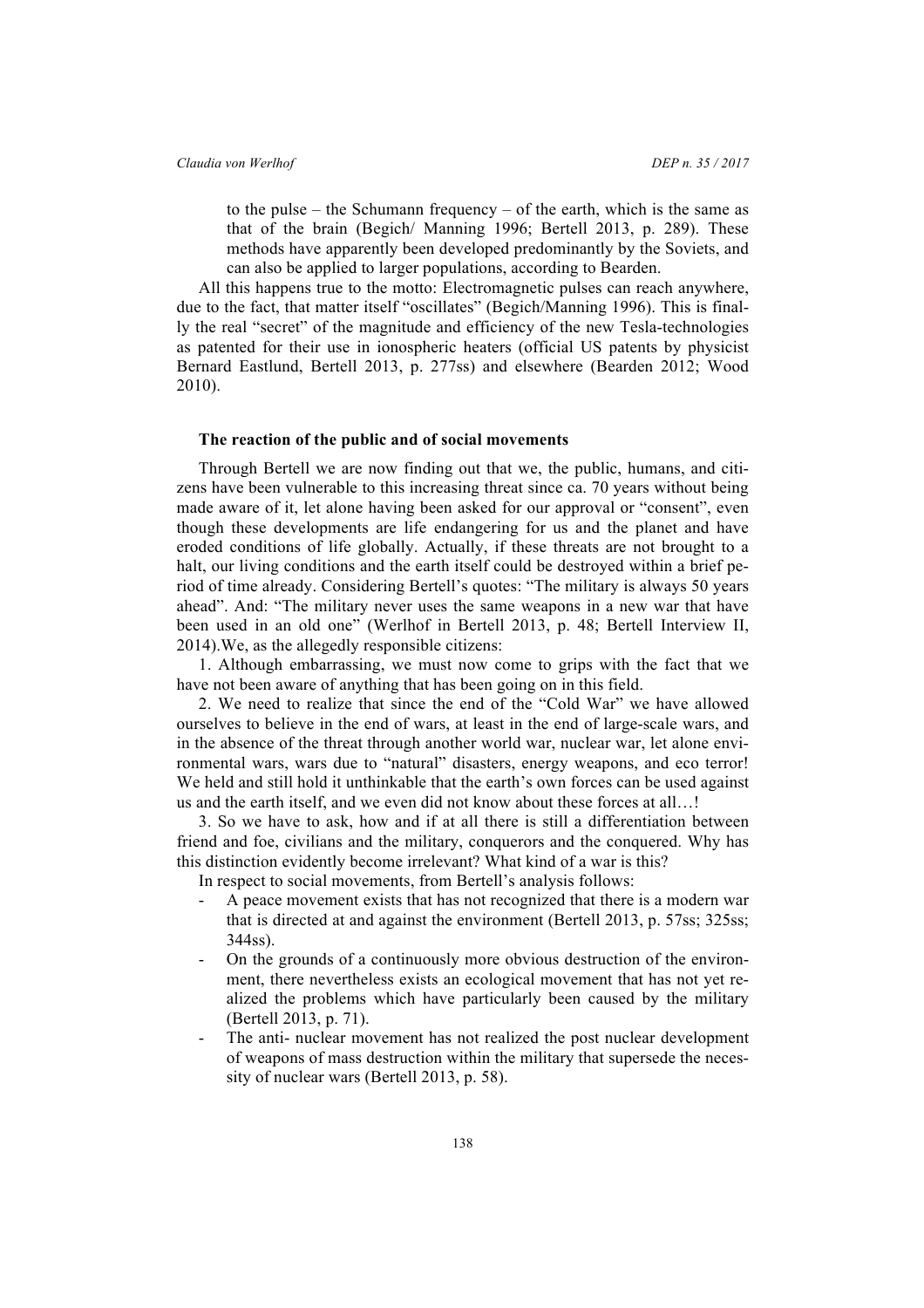to the pulse – the Schumann frequency – of the earth, which is the same as that of the brain (Begich/ Manning 1996; Bertell 2013, p. 289). These methods have apparently been developed predominantly by the Soviets, and can also be applied to larger populations, according to Bearden.

All this happens true to the motto: Electromagnetic pulses can reach anywhere, due to the fact, that matter itself "oscillates" (Begich/Manning 1996). This is finally the real "secret" of the magnitude and efficiency of the new Tesla-technologies as patented for their use in ionospheric heaters (official US patents by physicist Bernard Eastlund, Bertell 2013, p. 277ss) and elsewhere (Bearden 2012; Wood 2010).

## The reaction of the public and of social movements

Through Bertell we are now finding out that we, the public, humans, and citizens have been vulnerable to this increasing threat since ca. 70 years without being made aware of it, let alone having been asked for our approval or "consent", even though these developments are life endangering for us and the planet and have eroded conditions of life globally. Actually, if these threats are not brought to a halt, our living conditions and the earth itself could be destroyed within a brief period of time already. Considering Bertell's quotes: "The military is always 50 years ahead". And: "The military never uses the same weapons in a new war that have been used in an old one" (Werlhof in Bertell 2013, p. 48; Bertell Interview II, 2014).We, as the allegedly responsible citizens:

1. Although embarrassing, we must now come to grips with the fact that we have not been aware of anything that has been going on in this field.

2. We need to realize that since the end of the "Cold War" we have allowed ourselves to believe in the end of wars, at least in the end of large-scale wars, and in the absence of the threat through another world war, nuclear war, let alone environmental wars, wars due to "natural" disasters, energy weapons, and eco terror! We held and still hold it unthinkable that the earth's own forces can be used against us and the earth itself, and we even did not know about these forces at all…!

3. So we have to ask, how and if at all there is still a differentiation between friend and foe, civilians and the military, conquerors and the conquered. Why has this distinction evidently become irrelevant? What kind of a war is this?

In respect to social movements, from Bertell's analysis follows:

- A peace movement exists that has not recognized that there is a modern war that is directed at and against the environment (Bertell 2013, p. 57ss; 325ss; 344ss).
- On the grounds of a continuously more obvious destruction of the environment, there nevertheless exists an ecological movement that has not yet realized the problems which have particularly been caused by the military (Bertell 2013, p. 71).
- The anti- nuclear movement has not realized the post nuclear development of weapons of mass destruction within the military that supersede the necessity of nuclear wars (Bertell 2013, p. 58).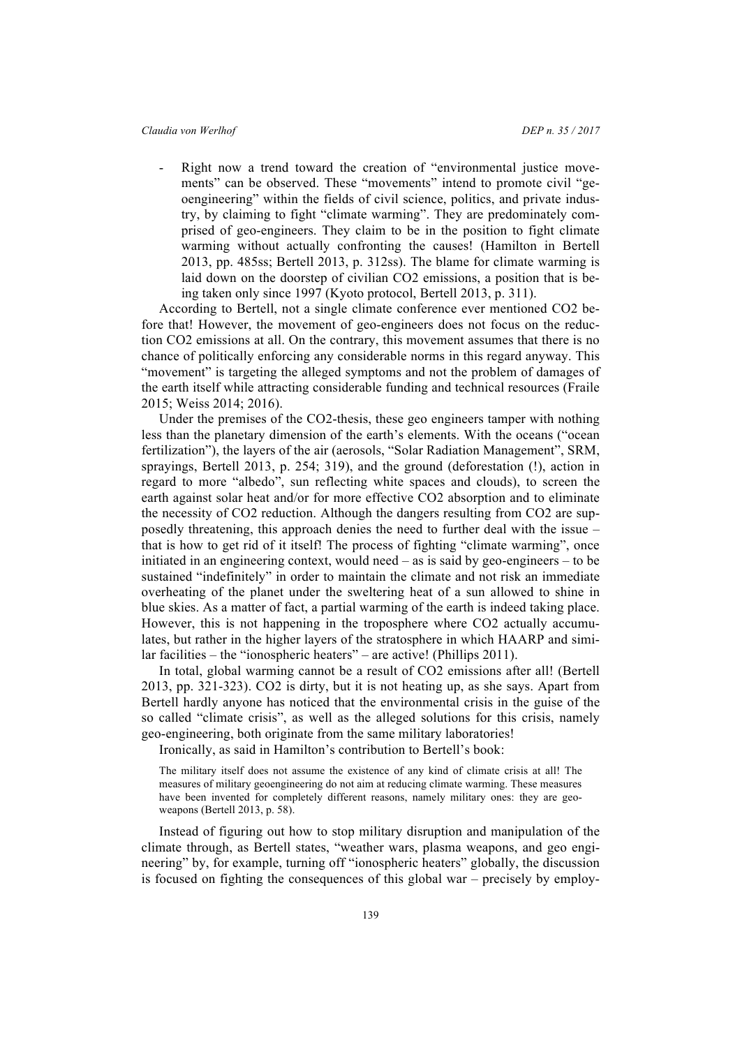- Right now a trend toward the creation of "environmental justice movements" can be observed. These "movements" intend to promote civil "geoengineering" within the fields of civil science, politics, and private industry, by claiming to fight "climate warming". They are predominately comprised of geo-engineers. They claim to be in the position to fight climate warming without actually confronting the causes! (Hamilton in Bertell 2013, pp. 485ss; Bertell 2013, p. 312ss). The blame for climate warming is laid down on the doorstep of civilian $CO_2$ emissions, a position that is being taken only since 1997 (Kyoto protocol, Bertell 2013, p. 311).

According to Bertell, not a single climate conference ever mentioned $CO_2$ before that! However, the movement of geo-engineers does not focus on the reduction $CO_2$ emissions at all. On the contrary, this movement assumes that there is no chance of politically enforcing any considerable norms in this regard anyway. This "movement" is targeting the alleged symptoms and not the problem of damages of the earth itself while attracting considerable funding and technical resources (Fraile 2015; Weiss 2014; 2016).

Under the premises of the $CO_2$-thesis, these geo engineers tamper with nothing less than the planetary dimension of the earth's elements. With the oceans ("ocean fertilization"), the layers of the air (aerosols, "Solar Radiation Management", SRM, sprayings, Bertell 2013, p. 254; 319), and the ground (deforestation (!), action in regard to more "albedo", sun reflecting white spaces and clouds), to screen the earth against solar heat and/or for more effective $CO_2$ absorption and to eliminate the necessity of $CO_2$ reduction. Although the dangers resulting from $CO_2$ are supposedly threatening, this approach denies the need to further deal with the issue – that is how to get rid of it itself! The process of fighting "climate warming", once initiated in an engineering context, would need – as is said by geo-engineers – to be sustained "indefinitely" in order to maintain the climate and not risk an immediate overheating of the planet under the sweltering heat of a sun allowed to shine in blue skies. As a matter of fact, a partial warming of the earth is indeed taking place. However, this is not happening in the troposphere where $CO_2$ actually accumulates, but rather in the higher layers of the stratosphere in which HAARP and similar facilities – the "ionospheric heaters" – are active! (Phillips 2011).

In total, global warming cannot be a result of $CO_2$ emissions after all! (Bertell 2013, pp. 321-323). $CO_2$ is dirty, but it is not heating up, as she says. Apart from Bertell hardly anyone has noticed that the environmental crisis in the guise of the so called "climate crisis", as well as the alleged solutions for this crisis, namely geo-engineering, both originate from the same military laboratories!

Ironically, as said in Hamilton's contribution to Bertell's book:

> The military itself does not assume the existence of any kind of climate crisis at all! The measures of military geoengineering do not aim at reducing climate warming. These measures have been invented for completely different reasons, namely military ones: they are geo-weapons (Bertell 2013, p. 58).

Instead of figuring out how to stop military disruption and manipulation of the climate through, as Bertell states, "weather wars, plasma weapons, and geo engineering" by, for example, turning off "ionospheric heaters" globally, the discussion is focused on fighting the consequences of this global war – precisely by employ-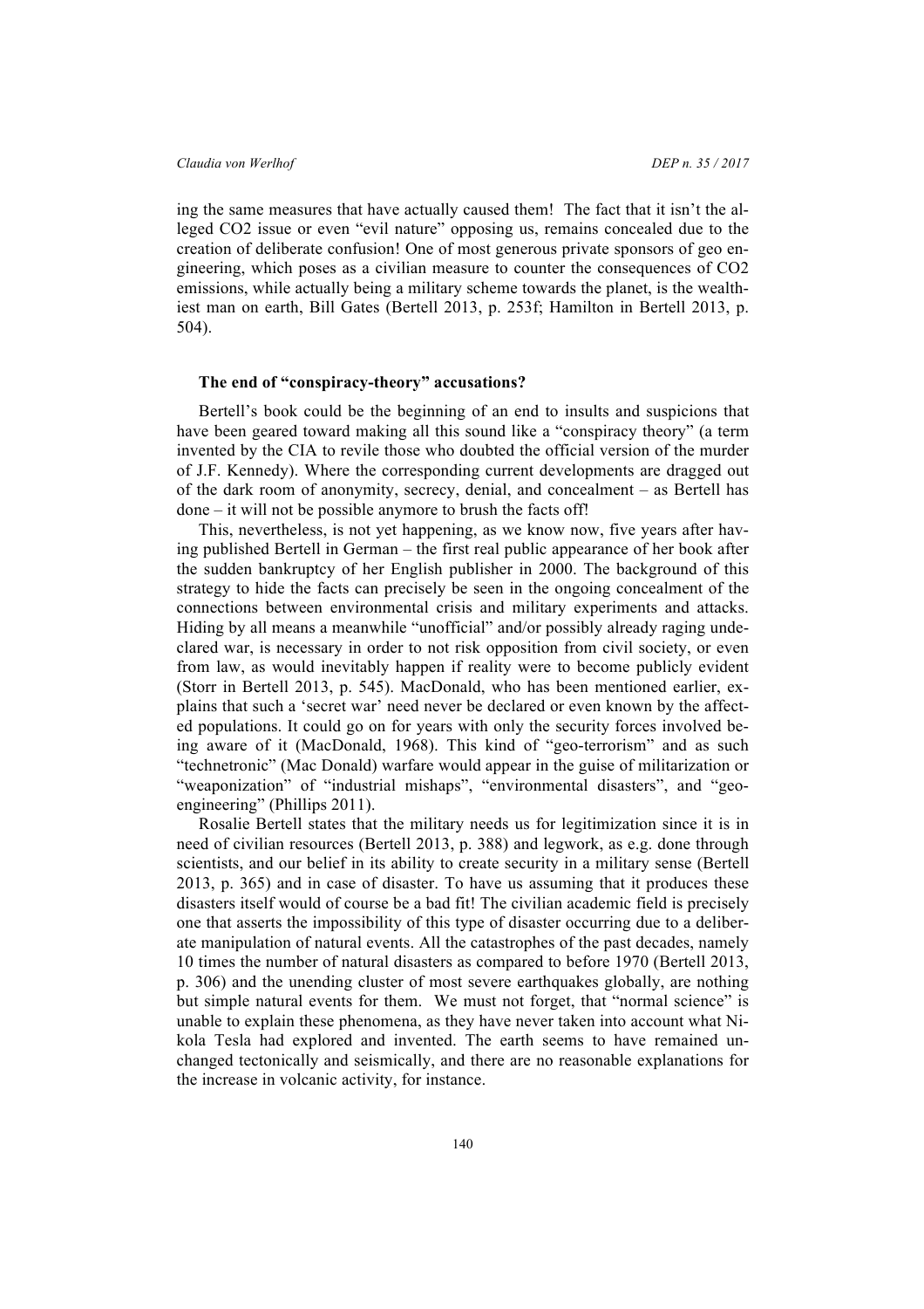ing the same measures that have actually caused them! The fact that it isn't the alleged $CO_2$ issue or even "evil nature" opposing us, remains concealed due to the creation of deliberate confusion! One of most generous private sponsors of geo engineering, which poses as a civilian measure to counter the consequences of $CO_2$ emissions, while actually being a military scheme towards the planet, is the wealthiest man on earth, Bill Gates (Bertell 2013, p. 253f; Hamilton in Bertell 2013, p. 504).

### The end of "conspiracy-theory" accusations?

Bertell's book could be the beginning of an end to insults and suspicions that have been geared toward making all this sound like a "conspiracy theory" (a term invented by the CIA to revile those who doubted the official version of the murder of J.F. Kennedy). Where the corresponding current developments are dragged out of the dark room of anonymity, secrecy, denial, and concealment – as Bertell has done – it will not be possible anymore to brush the facts off!

This, nevertheless, is not yet happening, as we know now, five years after having published Bertell in German – the first real public appearance of her book after the sudden bankruptcy of her English publisher in 2000. The background of this strategy to hide the facts can precisely be seen in the ongoing concealment of the connections between environmental crisis and military experiments and attacks. Hiding by all means a meanwhile "unofficial" and/or possibly already raging undeclared war, is necessary in order to not risk opposition from civil society, or even from law, as would inevitably happen if reality were to become publicly evident (Storr in Bertell 2013, p. 545). MacDonald, who has been mentioned earlier, explains that such a 'secret war' need never be declared or even known by the affected populations. It could go on for years with only the security forces involved being aware of it (MacDonald, 1968). This kind of "geo-terrorism" and as such "technetronic" (Mac Donald) warfare would appear in the guise of militarization or "weaponization" of "industrial mishaps", "environmental disasters", and "geo-engineering" (Phillips 2011).

Rosalie Bertell states that the military needs us for legitimization since it is in need of civilian resources (Bertell 2013, p. 388) and legwork, as e.g. done through scientists, and our belief in its ability to create security in a military sense (Bertell 2013, p. 365) and in case of disaster. To have us assuming that it produces these disasters itself would of course be a bad fit! The civilian academic field is precisely one that asserts the impossibility of this type of disaster occurring due to a deliberate manipulation of natural events. All the catastrophes of the past decades, namely 10 times the number of natural disasters as compared to before 1970 (Bertell 2013, p. 306) and the unending cluster of most severe earthquakes globally, are nothing but simple natural events for them. We must not forget, that "normal science" is unable to explain these phenomena, as they have never taken into account what Nikola Tesla had explored and invented. The earth seems to have remained unchanged tectonically and seismically, and there are no reasonable explanations for the increase in volcanic activity, for instance.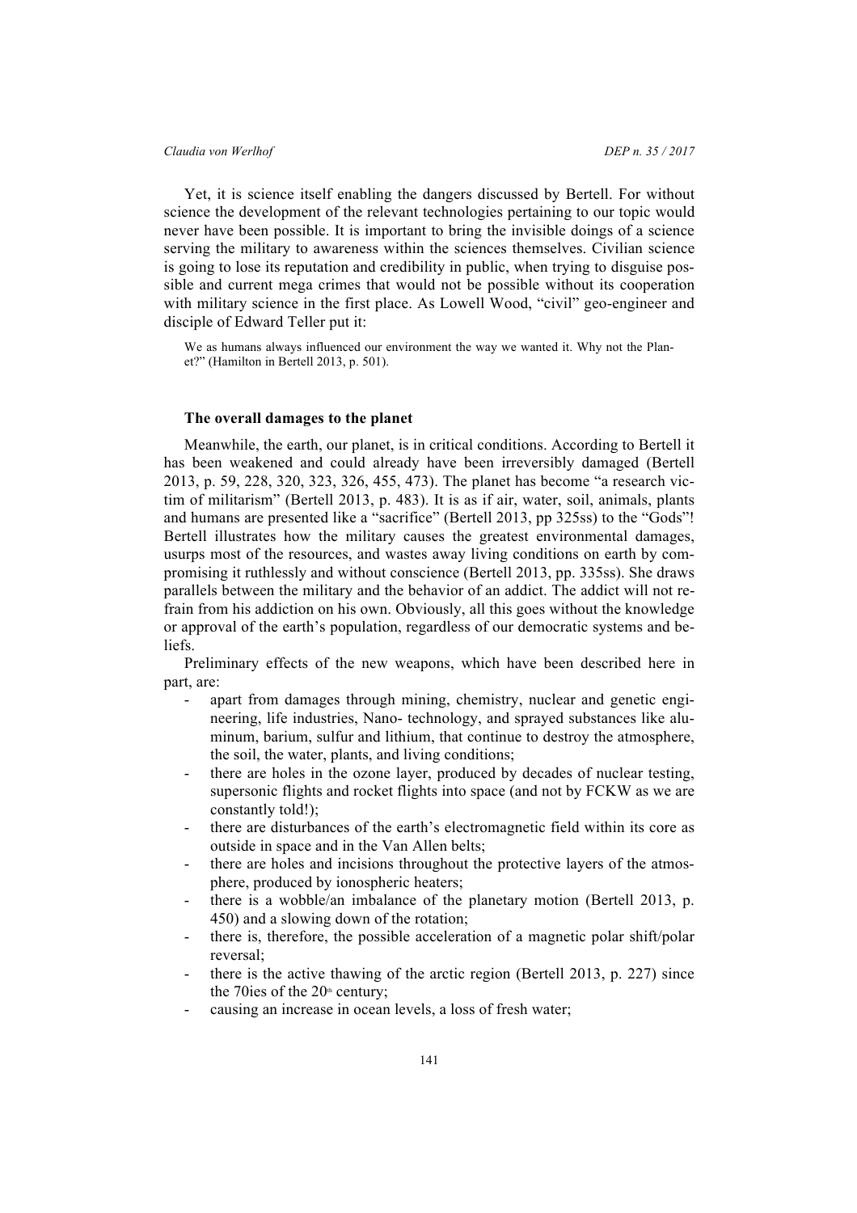Yet, it is science itself enabling the dangers discussed by Bertell. For without science the development of the relevant technologies pertaining to our topic would never have been possible. It is important to bring the invisible doings of a science serving the military to awareness within the sciences themselves. Civilian science is going to lose its reputation and credibility in public, when trying to disguise possible and current mega crimes that would not be possible without its cooperation with military science in the first place. As Lowell Wood, "civil" geo-engineer and disciple of Edward Teller put it:

> We as humans always influenced our environment the way we wanted it. Why not the Planet?" (Hamilton in Bertell 2013, p. 501).

### The overall damages to the planet

Meanwhile, the earth, our planet, is in critical conditions. According to Bertell it has been weakened and could already have been irreversibly damaged (Bertell 2013, p. 59, 228, 320, 323, 326, 455, 473). The planet has become "a research victim of militarism" (Bertell 2013, p. 483). It is as if air, water, soil, animals, plants and humans are presented like a "sacrifice" (Bertell 2013, pp 325ss) to the "Gods"! Bertell illustrates how the military causes the greatest environmental damages, usurps most of the resources, and wastes away living conditions on earth by compromising it ruthlessly and without conscience (Bertell 2013, pp. 335ss). She draws parallels between the military and the behavior of an addict. The addict will not refrain from his addiction on his own. Obviously, all this goes without the knowledge or approval of the earth's population, regardless of our democratic systems and beliefs.

Preliminary effects of the new weapons, which have been described here in part, are:

- apart from damages through mining, chemistry, nuclear and genetic engineering, life industries, Nano- technology, and sprayed substances like aluminum, barium, sulfur and lithium, that continue to destroy the atmosphere, the soil, the water, plants, and living conditions;
- there are holes in the ozone layer, produced by decades of nuclear testing, supersonic flights and rocket flights into space (and not by FCKW as we are constantly told!);
- there are disturbances of the earth's electromagnetic field within its core as outside in space and in the Van Allen belts;
- there are holes and incisions throughout the protective layers of the atmosphere, produced by ionospheric heaters;
- there is a wobble/an imbalance of the planetary motion (Bertell 2013, p. 450) and a slowing down of the rotation;
- there is, therefore, the possible acceleration of a magnetic polar shift/polar reversal;
- there is the active thawing of the arctic region (Bertell 2013, p. 227) since the 70ies of the 20th century;
- causing an increase in ocean levels, a loss of fresh water;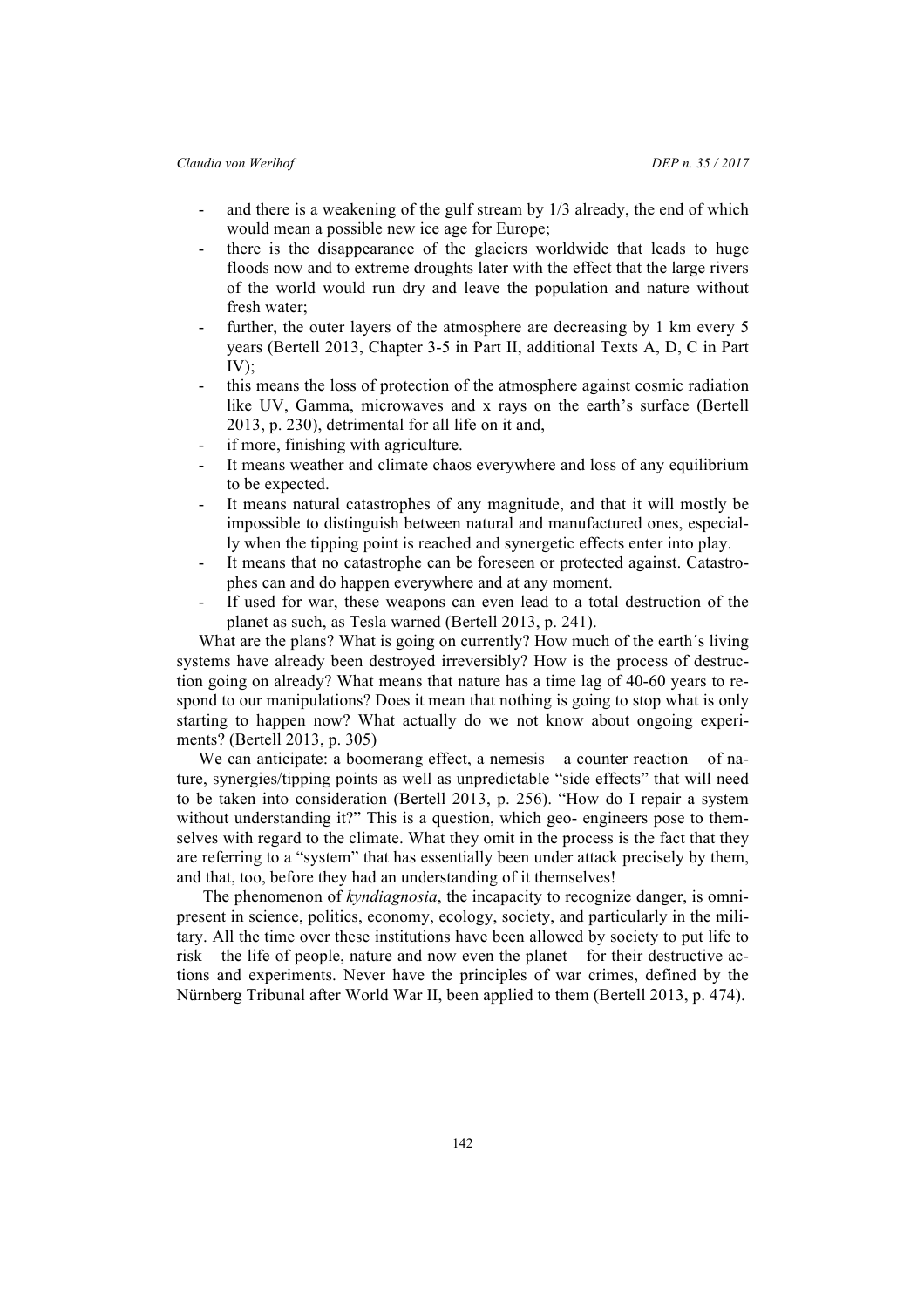- and there is a weakening of the gulf stream by 1/3 already, the end of which would mean a possible new ice age for Europe;
- there is the disappearance of the glaciers worldwide that leads to huge floods now and to extreme droughts later with the effect that the large rivers of the world would run dry and leave the population and nature without fresh water;
- further, the outer layers of the atmosphere are decreasing by 1 km every 5 years (Bertell 2013, Chapter 3-5 in Part II, additional Texts A, D, C in Part IV);
- this means the loss of protection of the atmosphere against cosmic radiation like UV, Gamma, microwaves and x rays on the earth's surface (Bertell 2013, p. 230), detrimental for all life on it and,
- if more, finishing with agriculture.
- It means weather and climate chaos everywhere and loss of any equilibrium to be expected.
- It means natural catastrophes of any magnitude, and that it will mostly be impossible to distinguish between natural and manufactured ones, especially when the tipping point is reached and synergetic effects enter into play.
- It means that no catastrophe can be foreseen or protected against. Catastrophes can and do happen everywhere and at any moment.
- If used for war, these weapons can even lead to a total destruction of the planet as such, as Tesla warned (Bertell 2013, p. 241).

What are the plans? What is going on currently? How much of the earth´s living systems have already been destroyed irreversibly? How is the process of destruction going on already? What means that nature has a time lag of 40-60 years to respond to our manipulations? Does it mean that nothing is going to stop what is only starting to happen now? What actually do we not know about ongoing experiments? (Bertell 2013, p. 305)

We can anticipate: a boomerang effect, a nemesis – a counter reaction – of nature, synergies/tipping points as well as unpredictable "side effects" that will need to be taken into consideration (Bertell 2013, p. 256). "How do I repair a system without understanding it?" This is a question, which geo- engineers pose to themselves with regard to the climate. What they omit in the process is the fact that they are referring to a "system" that has essentially been under attack precisely by them, and that, too, before they had an understanding of it themselves!

The phenomenon of *kyndiagnosia*, the incapacity to recognize danger, is omnipresent in science, politics, economy, ecology, society, and particularly in the military. All the time over these institutions have been allowed by society to put life to risk – the life of people, nature and now even the planet – for their destructive actions and experiments. Never have the principles of war crimes, defined by the Nürnberg Tribunal after World War II, been applied to them (Bertell 2013, p. 474).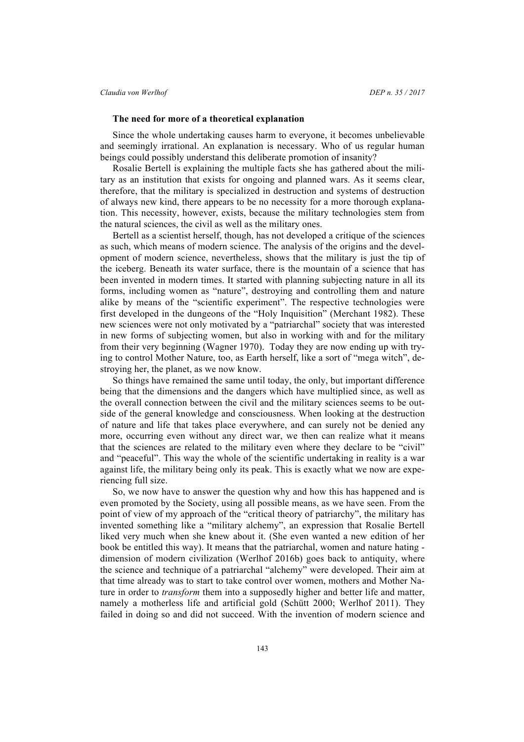### The need for more of a theoretical explanation

Since the whole undertaking causes harm to everyone, it becomes unbelievable and seemingly irrational. An explanation is necessary. Who of us regular human beings could possibly understand this deliberate promotion of insanity?

Rosalie Bertell is explaining the multiple facts she has gathered about the military as an institution that exists for ongoing and planned wars. As it seems clear, therefore, that the military is specialized in destruction and systems of destruction of always new kind, there appears to be no necessity for a more thorough explanation. This necessity, however, exists, because the military technologies stem from the natural sciences, the civil as well as the military ones.

Bertell as a scientist herself, though, has not developed a critique of the sciences as such, which means of modern science. The analysis of the origins and the development of modern science, nevertheless, shows that the military is just the tip of the iceberg. Beneath its water surface, there is the mountain of a science that has been invented in modern times. It started with planning subjecting nature in all its forms, including women as "nature", destroying and controlling them and nature alike by means of the "scientific experiment". The respective technologies were first developed in the dungeons of the "Holy Inquisition" (Merchant 1982). These new sciences were not only motivated by a "patriarchal" society that was interested in new forms of subjecting women, but also in working with and for the military from their very beginning (Wagner 1970). Today they are now ending up with trying to control Mother Nature, too, as Earth herself, like a sort of "mega witch", destroying her, the planet, as we now know.

So things have remained the same until today, the only, but important difference being that the dimensions and the dangers which have multiplied since, as well as the overall connection between the civil and the military sciences seems to be outside of the general knowledge and consciousness. When looking at the destruction of nature and life that takes place everywhere, and can surely not be denied any more, occurring even without any direct war, we then can realize what it means that the sciences are related to the military even where they declare to be "civil" and "peaceful". This way the whole of the scientific undertaking in reality is a war against life, the military being only its peak. This is exactly what we now are experiencing full size.

So, we now have to answer the question why and how this has happened and is even promoted by the Society, using all possible means, as we have seen. From the point of view of my approach of the "critical theory of patriarchy", the military has invented something like a "military alchemy", an expression that Rosalie Bertell liked very much when she knew about it. (She even wanted a new edition of her book be entitled this way). It means that the patriarchal, women and nature hating - dimension of modern civilization (Werlhof 2016b) goes back to antiquity, where the science and technique of a patriarchal "alchemy" were developed. Their aim at that time already was to start to take control over women, mothers and Mother Nature in order to *transform* them into a supposedly higher and better life and matter, namely a motherless life and artificial gold (Schütt 2000; Werlhof 2011). They failed in doing so and did not succeed. With the invention of modern science and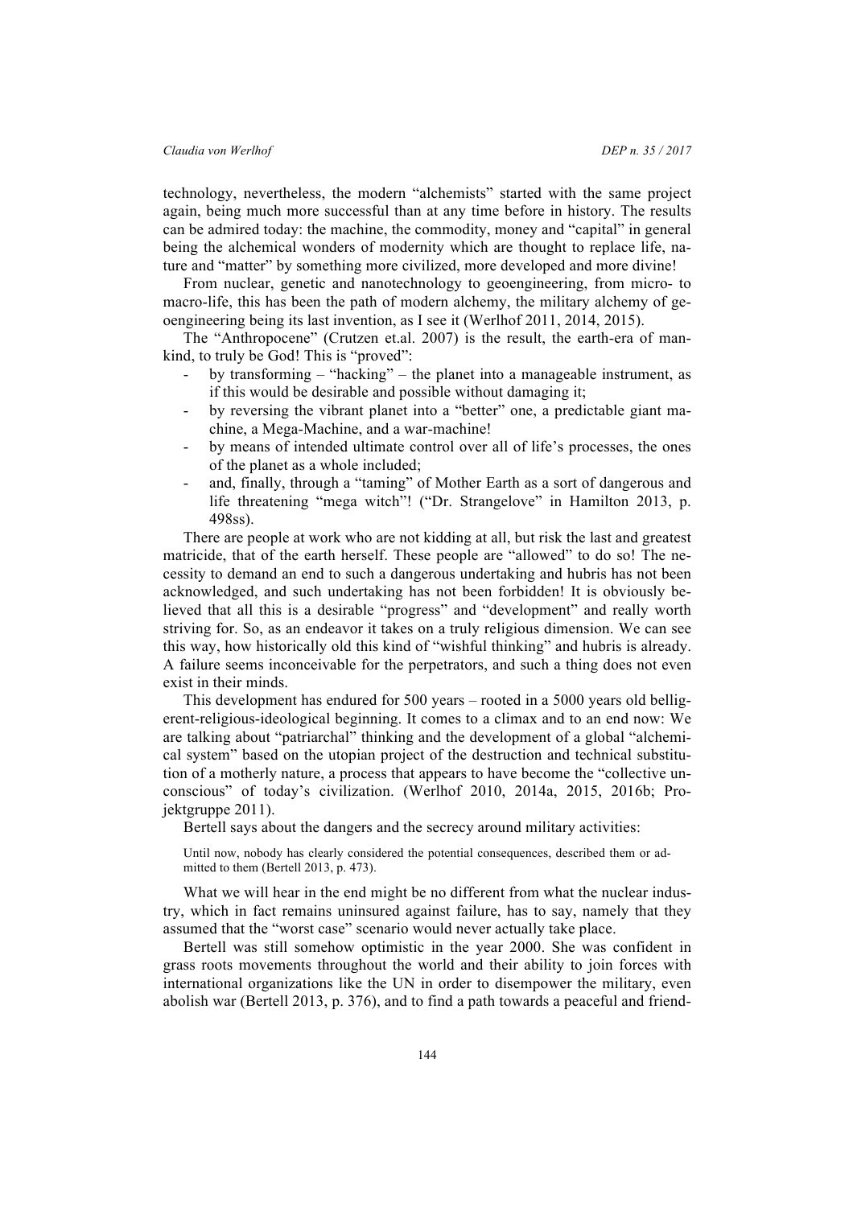technology, nevertheless, the modern "alchemists" started with the same project again, being much more successful than at any time before in history. The results can be admired today: the machine, the commodity, money and "capital" in general being the alchemical wonders of modernity which are thought to replace life, nature and "matter" by something more civilized, more developed and more divine!

From nuclear, genetic and nanotechnology to geoengineering, from micro- to macro-life, this has been the path of modern alchemy, the military alchemy of geoengineering being its last invention, as I see it (Werlhof 2011, 2014, 2015).

The "Anthropocene" (Crutzen et.al. 2007) is the result, the earth-era of mankind, to truly be God! This is "proved":

- by transforming – "hacking" – the planet into a manageable instrument, as if this would be desirable and possible without damaging it;
- by reversing the vibrant planet into a "better" one, a predictable giant machine, a Mega-Machine, and a war-machine!
- by means of intended ultimate control over all of life's processes, the ones of the planet as a whole included;
- and, finally, through a "taming" of Mother Earth as a sort of dangerous and life threatening "mega witch"! ("Dr. Strangelove" in Hamilton 2013, p. 498ss).

There are people at work who are not kidding at all, but risk the last and greatest matricide, that of the earth herself. These people are "allowed" to do so! The necessity to demand an end to such a dangerous undertaking and hubris has not been acknowledged, and such undertaking has not been forbidden! It is obviously believed that all this is a desirable "progress" and "development" and really worth striving for. So, as an endeavor it takes on a truly religious dimension. We can see this way, how historically old this kind of "wishful thinking" and hubris is already. A failure seems inconceivable for the perpetrators, and such a thing does not even exist in their minds.

This development has endured for 500 years – rooted in a 5000 years old belligerent-religious-ideological beginning. It comes to a climax and to an end now: We are talking about "patriarchal" thinking and the development of a global "alchemical system" based on the utopian project of the destruction and technical substitution of a motherly nature, a process that appears to have become the "collective unconscious" of today's civilization. (Werlhof 2010, 2014a, 2015, 2016b; Projektgruppe 2011).

Bertell says about the dangers and the secrecy around military activities:

> Until now, nobody has clearly considered the potential consequences, described them or admitted to them (Bertell 2013, p. 473).

What we will hear in the end might be no different from what the nuclear industry, which in fact remains uninsured against failure, has to say, namely that they assumed that the "worst case" scenario would never actually take place.

Bertell was still somehow optimistic in the year 2000. She was confident in grass roots movements throughout the world and their ability to join forces with international organizations like the UN in order to disempower the military, even abolish war (Bertell 2013, p. 376), and to find a path towards a peaceful and friend-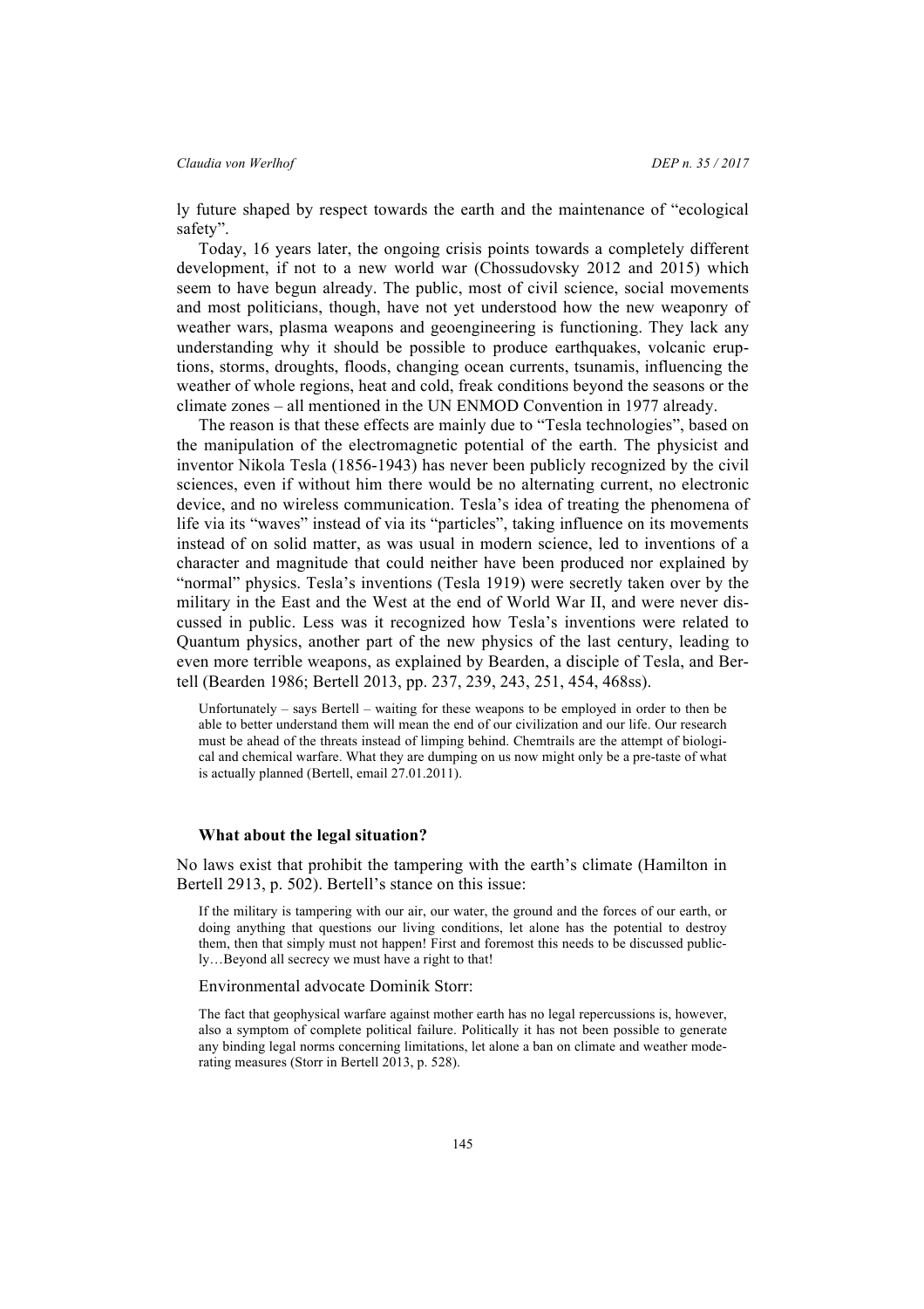ly future shaped by respect towards the earth and the maintenance of "ecological safety".

Today, 16 years later, the ongoing crisis points towards a completely different development, if not to a new world war (Chossudovsky 2012 and 2015) which seem to have begun already. The public, most of civil science, social movements and most politicians, though, have not yet understood how the new weaponry of weather wars, plasma weapons and geoengineering is functioning. They lack any understanding why it should be possible to produce earthquakes, volcanic eruptions, storms, droughts, floods, changing ocean currents, tsunamis, influencing the weather of whole regions, heat and cold, freak conditions beyond the seasons or the climate zones – all mentioned in the UN ENMOD Convention in 1977 already.

The reason is that these effects are mainly due to "Tesla technologies", based on the manipulation of the electromagnetic potential of the earth. The physicist and inventor Nikola Tesla (1856-1943) has never been publicly recognized by the civil sciences, even if without him there would be no alternating current, no electronic device, and no wireless communication. Tesla's idea of treating the phenomena of life via its "waves" instead of via its "particles", taking influence on its movements instead of on solid matter, as was usual in modern science, led to inventions of a character and magnitude that could neither have been produced nor explained by "normal" physics. Tesla's inventions (Tesla 1919) were secretly taken over by the military in the East and the West at the end of World War II, and were never discussed in public. Less was it recognized how Tesla's inventions were related to Quantum physics, another part of the new physics of the last century, leading to even more terrible weapons, as explained by Bearden, a disciple of Tesla, and Bertell (Bearden 1986; Bertell 2013, pp. 237, 239, 243, 251, 454, 468ss).

> Unfortunately – says Bertell – waiting for these weapons to be employed in order to then be able to better understand them will mean the end of our civilization and our life. Our research must be ahead of the threats instead of limping behind. Chemtrails are the attempt of biological and chemical warfare. What they are dumping on us now might only be a pre-taste of what is actually planned (Bertell, email 27.01.2011).

### What about the legal situation?

No laws exist that prohibit the tampering with the earth's climate (Hamilton in Bertell 2913, p. 502). Bertell's stance on this issue:

> If the military is tampering with our air, our water, the ground and the forces of our earth, or doing anything that questions our living conditions, let alone has the potential to destroy them, then that simply must not happen! First and foremost this needs to be discussed publicly…Beyond all secrecy we must have a right to that!

Environmental advocate Dominik Storr:

> The fact that geophysical warfare against mother earth has no legal repercussions is, however, also a symptom of complete political failure. Politically it has not been possible to generate any binding legal norms concerning limitations, let alone a ban on climate and weather moderating measures (Storr in Bertell 2013, p. 528).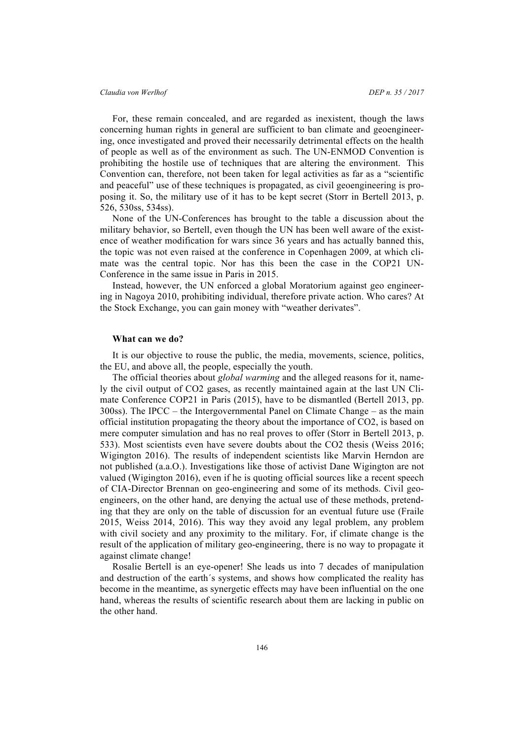For, these remain concealed, and are regarded as inexistent, though the laws concerning human rights in general are sufficient to ban climate and geoengineering, once investigated and proved their necessarily detrimental effects on the health of people as well as of the environment as such. The UN-ENMOD Convention is prohibiting the hostile use of techniques that are altering the environment. This Convention can, therefore, not been taken for legal activities as far as a "scientific and peaceful" use of these techniques is propagated, as civil geoengineering is proposing it. So, the military use of it has to be kept secret (Storr in Bertell 2013, p. 526, 530ss, 534ss).

None of the UN-Conferences has brought to the table a discussion about the military behavior, so Bertell, even though the UN has been well aware of the existence of weather modification for wars since 36 years and has actually banned this, the topic was not even raised at the conference in Copenhagen 2009, at which climate was the central topic. Nor has this been the case in the COP21 UN-Conference in the same issue in Paris in 2015.

Instead, however, the UN enforced a global Moratorium against geo engineering in Nagoya 2010, prohibiting individual, therefore private action. Who cares? At the Stock Exchange, you can gain money with "weather derivates".

### What can we do?

It is our objective to rouse the public, the media, movements, science, politics, the EU, and above all, the people, especially the youth.

The official theories about *global warming* and the alleged reasons for it, namely the civil output of $CO_2$ gases, as recently maintained again at the last UN Climate Conference COP21 in Paris (2015), have to be dismantled (Bertell 2013, pp. 300ss). The IPCC – the Intergovernmental Panel on Climate Change – as the main official institution propagating the theory about the importance of $CO_2$, is based on mere computer simulation and has no real proves to offer (Storr in Bertell 2013, p. 533). Most scientists even have severe doubts about the $CO_2$ thesis (Weiss 2016; Wigington 2016). The results of independent scientists like Marvin Herndon are not published (a.a.O.). Investigations like those of activist Dane Wigington are not valued (Wigington 2016), even if he is quoting official sources like a recent speech of CIA-Director Brennan on geo-engineering and some of its methods. Civil geo-engineers, on the other hand, are denying the actual use of these methods, pretending that they are only on the table of discussion for an eventual future use (Fraile 2015, Weiss 2014, 2016). This way they avoid any legal problem, any problem with civil society and any proximity to the military. For, if climate change is the result of the application of military geo-engineering, there is no way to propagate it against climate change!

Rosalie Bertell is an eye-opener! She leads us into 7 decades of manipulation and destruction of the earth´s systems, and shows how complicated the reality has become in the meantime, as synergetic effects may have been influential on the one hand, whereas the results of scientific research about them are lacking in public on the other hand.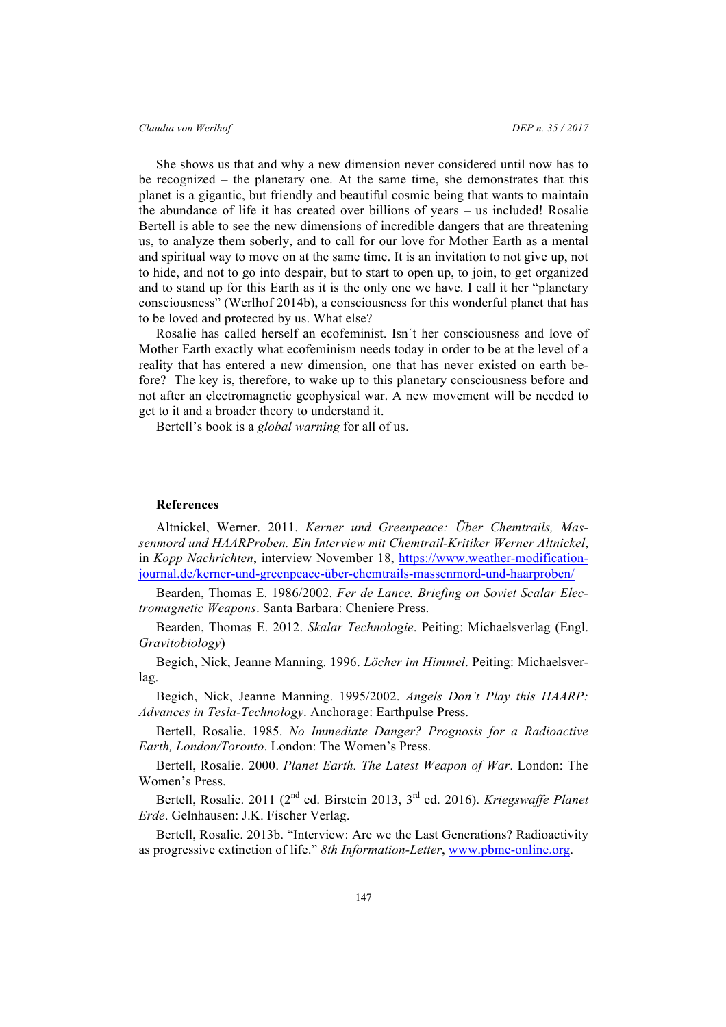She shows us that and why a new dimension never considered until now has to be recognized – the planetary one. At the same time, she demonstrates that this planet is a gigantic, but friendly and beautiful cosmic being that wants to maintain the abundance of life it has created over billions of years – us included! Rosalie Bertell is able to see the new dimensions of incredible dangers that are threatening us, to analyze them soberly, and to call for our love for Mother Earth as a mental and spiritual way to move on at the same time. It is an invitation to not give up, not to hide, and not to go into despair, but to start to open up, to join, to get organized and to stand up for this Earth as it is the only one we have. I call it her "planetary consciousness" (Werlhof 2014b), a consciousness for this wonderful planet that has to be loved and protected by us. What else?

Rosalie has called herself an ecofeminist. Isn´t her consciousness and love of Mother Earth exactly what ecofeminism needs today in order to be at the level of a reality that has entered a new dimension, one that has never existed on earth before? The key is, therefore, to wake up to this planetary consciousness before and not after an electromagnetic geophysical war. A new movement will be needed to get to it and a broader theory to understand it.

Bertell's book is a *global warning* for all of us.

## References

Altnickel, Werner. 2011. *Kerner und Greenpeace: Über Chemtrails, Massenmord und HAARProben. Ein Interview mit Chemtrail-Kritiker Werner Altnickel*, in *Kopp Nachrichten*, interview November 18, https://www.weather-modification-journal.de/kerner-und-greenpeace-über-chemtrails-massenmord-und-haarproben/

Bearden, Thomas E. 1986/2002. *Fer de Lance. Briefing on Soviet Scalar Electromagnetic Weapons*. Santa Barbara: Cheniere Press.

Bearden, Thomas E. 2012. *Skalar Technologie*. Peiting: Michaelsverlag (Engl. *Gravitobiology*)

Begich, Nick, Jeanne Manning. 1996. *Löcher im Himmel*. Peiting: Michaelsverlag.

Begich, Nick, Jeanne Manning. 1995/2002. *Angels Don't Play this HAARP: Advances in Tesla-Technology*. Anchorage: Earthpulse Press.

Bertell, Rosalie. 1985. *No Immediate Danger? Prognosis for a Radioactive Earth, London/Toronto*. London: The Women's Press.

Bertell, Rosalie. 2000. *Planet Earth. The Latest Weapon of War*. London: The Women's Press.

Bertell, Rosalie. 2011 (2nd ed. Birstein 2013, 3rd ed. 2016). *Kriegswaffe Planet Erde*. Gelnhausen: J.K. Fischer Verlag.

Bertell, Rosalie. 2013b. "Interview: Are we the Last Generations? Radioactivity as progressive extinction of life." *8th Information-Letter*, www.pbme-online.org.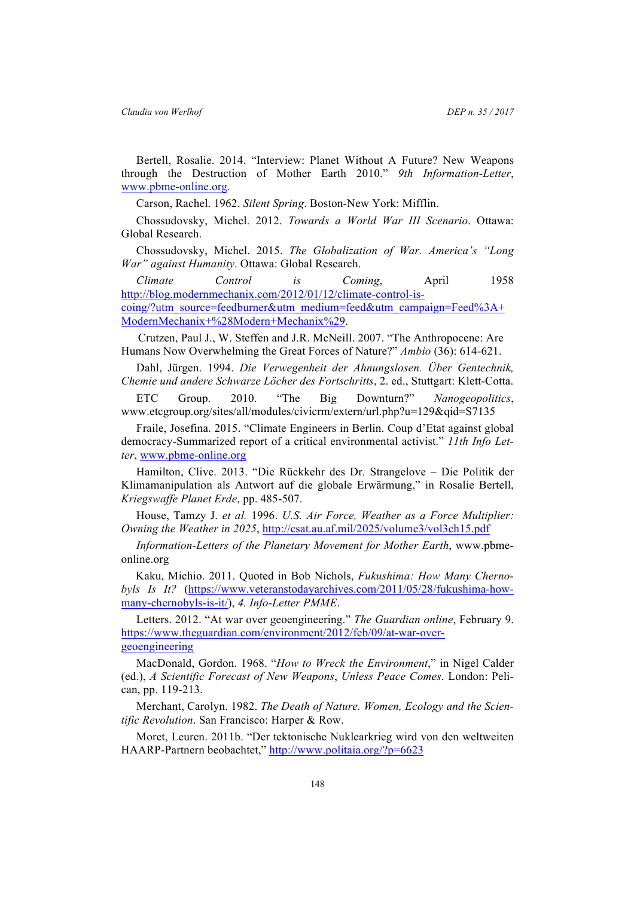Bertell, Rosalie. 2014. "Interview: Planet Without A Future? New Weapons through the Destruction of Mother Earth 2010." *9th Information-Letter*, www.pbme-online.org.

Carson, Rachel. 1962. *Silent Spring*. Boston-New York: Mifflin.

Chossudovsky, Michel. 2012. *Towards a World War III Scenario*. Ottawa: Global Research.

Chossudovsky, Michel. 2015. *The Globalization of War. America's "Long War" against Humanity*. Ottawa: Global Research.

*Climate Control is Coming*, April 1958 http://blog.modernmechanix.com/2012/01/12/climate-control-is-coing/?utm_source=feedburner&utm_medium=feed&utm_campaign=Feed%3A+ModernMechanix+%28Modern+Mechanix%29.

Crutzen, Paul J., W. Steffen and J.R. McNeill. 2007. "The Anthropocene: Are Humans Now Overwhelming the Great Forces of Nature?" *Ambio* (36): 614-621.

Dahl, Jürgen. 1994. *Die Verwegenheit der Ahnungslosen. Über Gentechnik, Chemie und andere Schwarze Löcher des Fortschritts*, 2. ed., Stuttgart: Klett-Cotta.

ETC Group. 2010. "The Big Downturn?" *Nanogeopolitics*, www.etcgroup.org/sites/all/modules/civicrm/extern/url.php?u=129&qid=S7135

Fraile, Josefina. 2015. "Climate Engineers in Berlin. Coup d'Etat against global democracy-Summarized report of a critical environmental activist." *11th Info Letter*, www.pbme-online.org

Hamilton, Clive. 2013. "Die Rückkehr des Dr. Strangelove – Die Politik der Klimamanipulation als Antwort auf die globale Erwärmung," in Rosalie Bertell, *Kriegswaffe Planet Erde*, pp. 485-507.

House, Tamzy J. *et al.* 1996. *U.S. Air Force, Weather as a Force Multiplier: Owning the Weather in 2025*, http://csat.au.af.mil/2025/volume3/vol3ch15.pdf

*Information-Letters of the Planetary Movement for Mother Earth*, www.pbme-online.org

Kaku, Michio. 2011. Quoted in Bob Nichols, *Fukushima: How Many Chernobyls Is It?* (https://www.veteranstodayarchives.com/2011/05/28/fukushima-how-many-chernobyls-is-it/), *4. Info-Letter PMME*.

Letters. 2012. "At war over geoengineering." *The Guardian online*, February 9. https://www.theguardian.com/environment/2012/feb/09/at-war-over-geoengineering

MacDonald, Gordon. 1968. "*How to Wreck the Environment*," in Nigel Calder (ed.), *A Scientific Forecast of New Weapons*, *Unless Peace Comes*. London: Pelican, pp. 119-213.

Merchant, Carolyn. 1982. *The Death of Nature. Women, Ecology and the Scientific Revolution*. San Francisco: Harper & Row.

Moret, Leuren. 2011b. "Der tektonische Nuklearkrieg wird von den weltweiten HAARP-Partnern beobachtet," http://www.politaia.org/?p=6623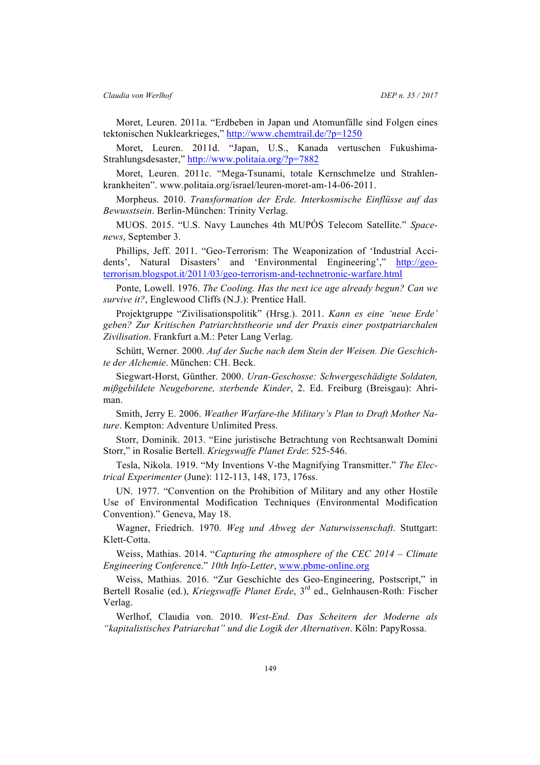Moret, Leuren. 2011a. "Erdbeben in Japan und Atomunfälle sind Folgen eines tektonischen Nuklearkrieges," http://www.chemtrail.de/?p=1250

Moret, Leuren. 2011d. "Japan, U.S., Kanada vertuschen Fukushima-Strahlungsdesaster," http://www.politaia.org/?p=7882

Moret, Leuren. 2011c. "Mega-Tsunami, totale Kernschmelze und Strahlenkrankheiten". www.politaia.org/israel/leuren-moret-am-14-06-2011.

Morpheus. 2010. *Transformation der Erde. Interkosmische Einflüsse auf das Bewusstsein*. Berlin-München: Trinity Verlag.

MUOS. 2015. "U.S. Navy Launches 4th MUPÒS Telecom Satellite." *Spacenews*, September 3.

Phillips, Jeff. 2011. "Geo-Terrorism: The Weaponization of 'Industrial Accidents', Natural Disasters' and 'Environmental Engineering'," http://geo-terrorism.blogspot.it/2011/03/geo-terrorism-and-technetronic-warfare.html

Ponte, Lowell. 1976. *The Cooling. Has the next ice age already begun? Can we survive it?*, Englewood Cliffs (N.J.): Prentice Hall.

Projektgruppe "Zivilisationspolitik" (Hrsg.). 2011. *Kann es eine 'neue Erde' geben? Zur Kritischen Patriarchtstheorie und der Praxis einer postpatriarchalen Zivilisation*. Frankfurt a.M.: Peter Lang Verlag.

Schütt, Werner. 2000. *Auf der Suche nach dem Stein der Weisen. Die Geschichte der Alchemie*. München: CH. Beck.

Siegwart-Horst, Günther. 2000. *Uran-Geschosse: Schwergeschädigte Soldaten, mißgebildete Neugeborene, sterbende Kinder*, 2. Ed. Freiburg (Breisgau): Ahriman.

Smith, Jerry E. 2006. *Weather Warfare-the Military's Plan to Draft Mother Nature*. Kempton: Adventure Unlimited Press.

Storr, Dominik. 2013. "Eine juristische Betrachtung von Rechtsanwalt Domini Storr," in Rosalie Bertell. *Kriegswaffe Planet Erde*: 525-546.

Tesla, Nikola. 1919. "My Inventions V-the Magnifying Transmitter." *The Electrical Experimenter* (June): 112-113, 148, 173, 176ss.

UN. 1977. "Convention on the Prohibition of Military and any other Hostile Use of Environmental Modification Techniques (Environmental Modification Convention)." Geneva, May 18.

Wagner, Friedrich. 1970. *Weg und Abweg der Naturwissenschaft*. Stuttgart: Klett-Cotta.

Weiss, Mathias. 2014. "*Capturing the atmosphere of the CEC 2014 – Climate Engineering Conferenc*e." *10th Info-Letter*, www.pbme-online.org

Weiss, Mathias. 2016. "Zur Geschichte des Geo-Engineering, Postscript," in Bertell Rosalie (ed.), *Kriegswaffe Planet Erde*, 3rd ed., Gelnhausen-Roth: Fischer Verlag.

Werlhof, Claudia von. 2010. *West-End. Das Scheitern der Moderne als "kapitalistisches Patriarchat" und die Logik der Alternativen*. Köln: PapyRossa.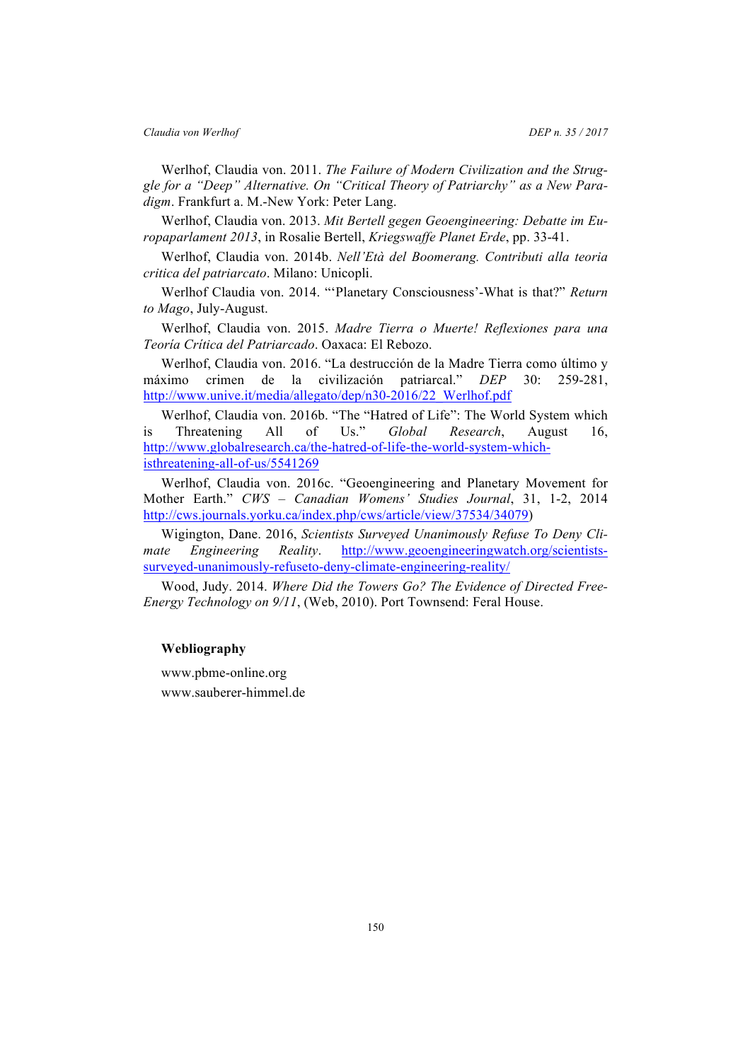Werlhof, Claudia von. 2011. *The Failure of Modern Civilization and the Struggle for a "Deep" Alternative. On "Critical Theory of Patriarchy" as a New Paradigm*. Frankfurt a. M.-New York: Peter Lang.

Werlhof, Claudia von. 2013. *Mit Bertell gegen Geoengineering: Debatte im Europaparlament 2013*, in Rosalie Bertell, *Kriegswaffe Planet Erde*, pp. 33-41.

Werlhof, Claudia von. 2014b. *Nell'Età del Boomerang. Contributi alla teoria critica del patriarcato*. Milano: Unicopli.

Werlhof Claudia von. 2014. "'Planetary Consciousness'-What is that?" *Return to Mago*, July-August.

Werlhof, Claudia von. 2015. *Madre Tierra o Muerte! Reflexiones para una Teoría Crítica del Patriarcado*. Oaxaca: El Rebozo.

Werlhof, Claudia von. 2016. "La destrucción de la Madre Tierra como último y máximo crimen de la civilización patriarcal." *DEP* 30: 259-281, http://www.unive.it/media/allegato/dep/n30-2016/22_Werlhof.pdf

Werlhof, Claudia von. 2016b. "The "Hatred of Life": The World System which is Threatening All of Us." *Global Research*, August 16, http://www.globalresearch.ca/the-hatred-of-life-the-world-system-which-isthreatening-all-of-us/5541269

Werlhof, Claudia von. 2016c. "Geoengineering and Planetary Movement for Mother Earth." *CWS – Canadian Womens' Studies Journal*, 31, 1-2, 2014 http://cws.journals.yorku.ca/index.php/cws/article/view/37534/34079)

Wigington, Dane. 2016, *Scientists Surveyed Unanimously Refuse To Deny Climate Engineering Reality*. http://www.geoengineeringwatch.org/scientists-surveyed-unanimously-refuseto-deny-climate-engineering-reality/

Wood, Judy. 2014. *Where Did the Towers Go? The Evidence of Directed Free-Energy Technology on 9/11*, (Web, 2010). Port Townsend: Feral House.

**Webliography**

www.pbme-online.org

www.sauberer-himmel.de